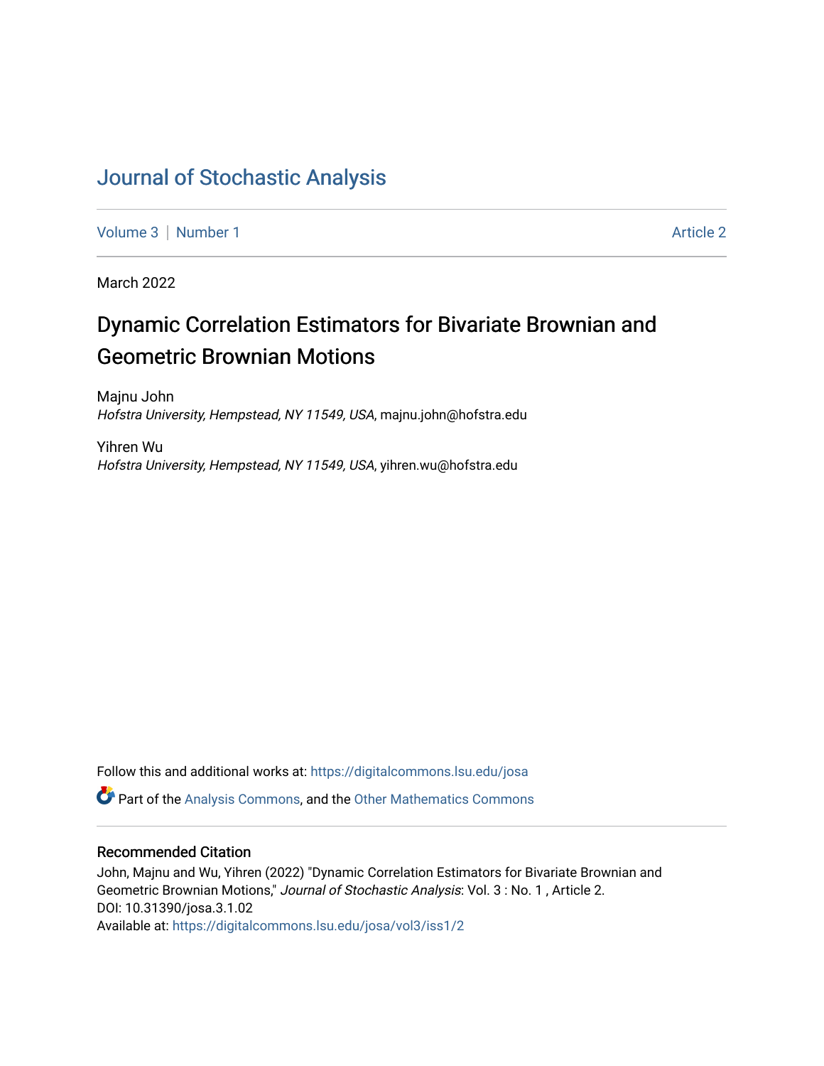# Journal of Stochastic Analysis

Volume 3 | Number 1 Article 2

March 2022

## Dynamic Correlation Estimators for Bivariate Brownian and Geometric Brownian Motions

Majnu John
*Hofstra University, Hempstead, NY 11549, USA*, majnu.john@hofstra.edu

Yihren Wu
*Hofstra University, Hempstead, NY 11549, USA*, yihren.wu@hofstra.edu

Follow this and additional works at: https://digitalcommons.lsu.edu/josa

Part of the Analysis Commons, and the Other Mathematics Commons

### Recommended Citation

John, Majnu and Wu, Yihren (2022) "Dynamic Correlation Estimators for Bivariate Brownian and Geometric Brownian Motions," *Journal of Stochastic Analysis*: Vol. 3 : No. 1 , Article 2.
DOI: 10.31390/josa.3.1.02
Available at: https://digitalcommons.lsu.edu/josa/vol3/iss1/2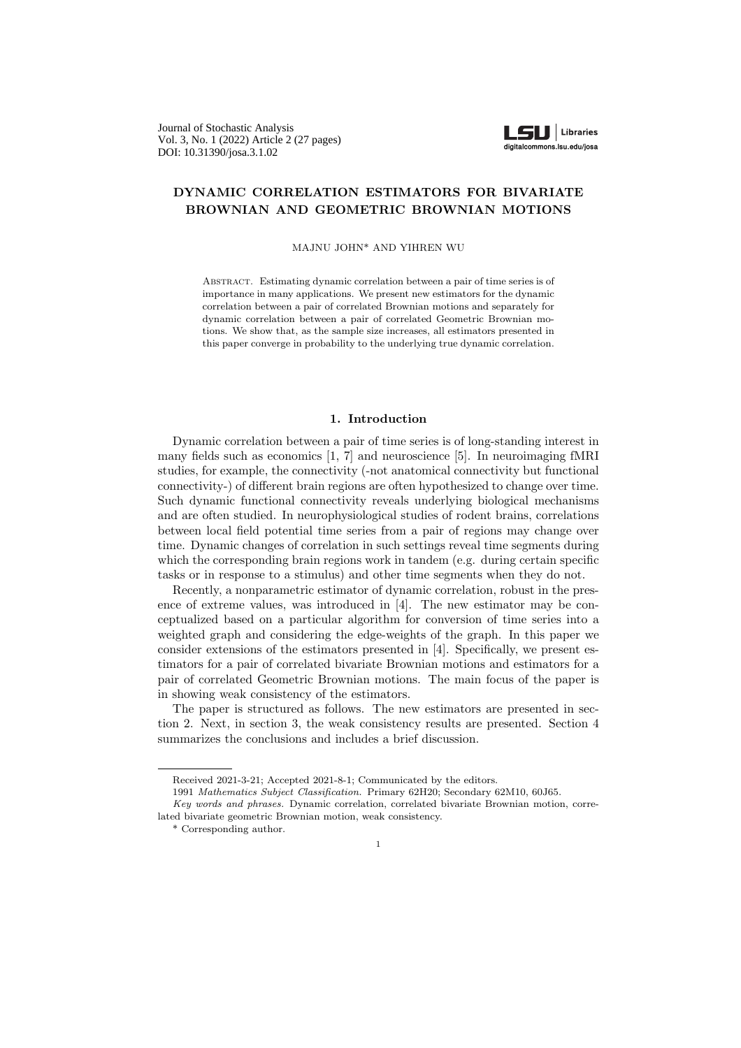# DYNAMIC CORRELATION ESTIMATORS FOR BIVARIATE BROWNIAN AND GEOMETRIC BROWNIAN MOTIONS

MAJNU JOHN* AND YIHREN WU

ABSTRACT. Estimating dynamic correlation between a pair of time series is of importance in many applications. We present new estimators for the dynamic correlation between a pair of correlated Brownian motions and separately for dynamic correlation between a pair of correlated Geometric Brownian motions. We show that, as the sample size increases, all estimators presented in this paper converge in probability to the underlying true dynamic correlation.

## 1. Introduction

Dynamic correlation between a pair of time series is of long-standing interest in many fields such as economics [1, 7] and neuroscience [5]. In neuroimaging fMRI studies, for example, the connectivity (-not anatomical connectivity but functional connectivity-) of different brain regions are often hypothesized to change over time. Such dynamic functional connectivity reveals underlying biological mechanisms and are often studied. In neurophysiological studies of rodent brains, correlations between local field potential time series from a pair of regions may change over time. Dynamic changes of correlation in such settings reveal time segments during which the corresponding brain regions work in tandem (e.g. during certain specific tasks or in response to a stimulus) and other time segments when they do not.

Recently, a nonparametric estimator of dynamic correlation, robust in the presence of extreme values, was introduced in [4]. The new estimator may be conceptualized based on a particular algorithm for conversion of time series into a weighted graph and considering the edge-weights of the graph. In this paper we consider extensions of the estimators presented in [4]. Specifically, we present estimators for a pair of correlated bivariate Brownian motions and estimators for a pair of correlated Geometric Brownian motions. The main focus of the paper is in showing weak consistency of the estimators.

The paper is structured as follows. The new estimators are presented in section 2. Next, in section 3, the weak consistency results are presented. Section 4 summarizes the conclusions and includes a brief discussion.

---

Received 2021-3-21; Accepted 2021-8-1; Communicated by the editors.

1991 *Mathematics Subject Classification.* Primary 62H20; Secondary 62M10, 60J65.

*Key words and phrases.* Dynamic correlation, correlated bivariate Brownian motion, correlated bivariate geometric Brownian motion, weak consistency.

\* Corresponding author.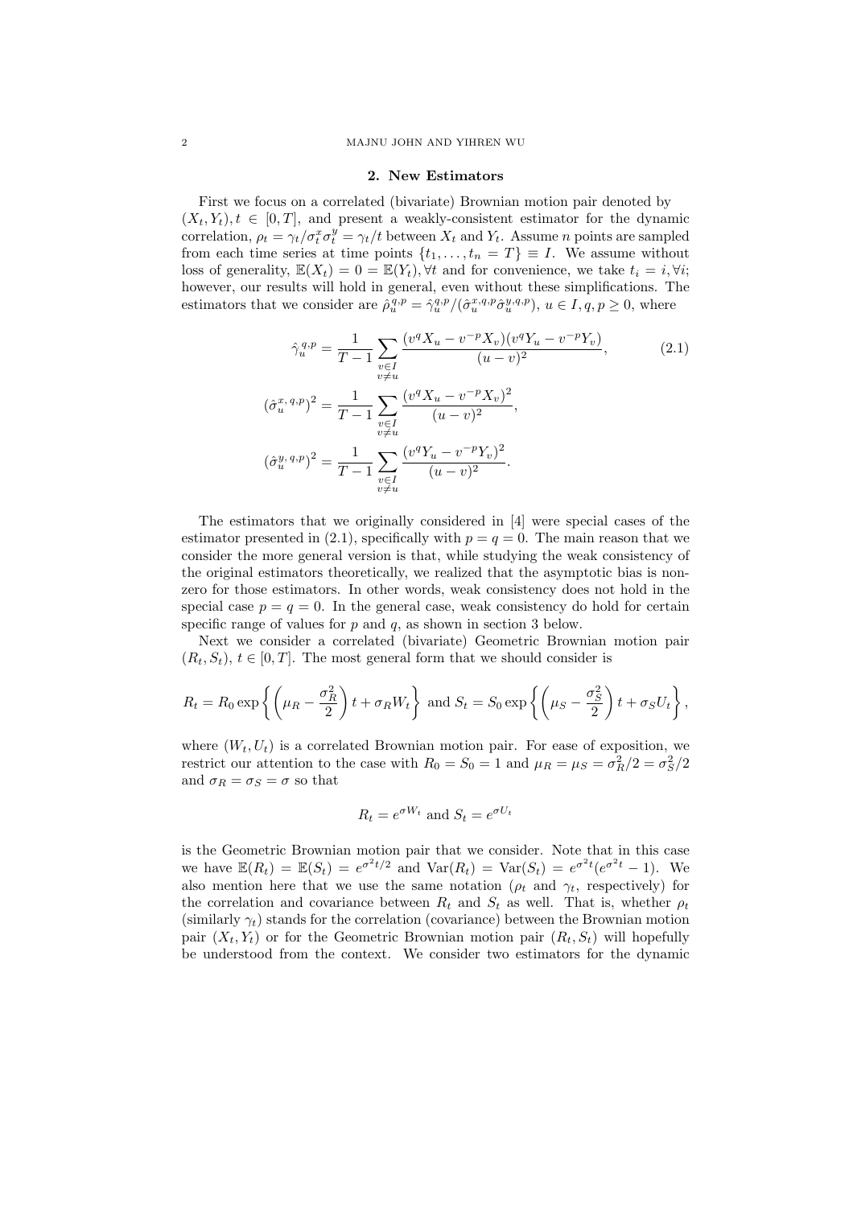## 2. New Estimators

First we focus on a correlated (bivariate) Brownian motion pair denoted by $(X_t, Y_t), t \in [0, T]$, and present a weakly-consistent estimator for the dynamic correlation, $\rho_t = \gamma_t / \sigma_t^x \sigma_t^y = \gamma_t / t$ between $X_t$ and $Y_t$. Assume $n$ points are sampled from each time series at time points $\{t_1, \ldots, t_n = T\} \equiv I$. We assume without loss of generality, $\mathbb{E}(X_t) = 0 = \mathbb{E}(Y_t), \forall t$ and for convenience, we take $t_i = i, \forall i$; however, our results will hold in general, even without these simplifications. The estimators that we consider are $\hat{\rho}_u^{q,p} = \hat{\gamma}_u^{q,p} / (\hat{\sigma}_u^{x,q,p} \hat{\sigma}_u^{y,q,p})$, $u \in I, q, p \geq 0$, where

$$
\hat{\gamma}_u^{q,p} = \frac{1}{T-1} \sum_{\substack{v \in I \\ v \neq u}} \frac{(v^q X_u - v^{-p} X_v)(v^q Y_u - v^{-p} Y_v)}{(u-v)^2}, \tag{2.1}
$$

$$
(\hat{\sigma}_u^{x,\,q,p})^2 = \frac{1}{T-1} \sum_{\substack{v \in I \\ v \neq u}} \frac{(v^q X_u - v^{-p} X_v)^2}{(u-v)^2},
$$

$$
(\hat{\sigma}_u^{y,\,q,p})^2 = \frac{1}{T-1} \sum_{\substack{v \in I \\ v \neq u}} \frac{(v^q Y_u - v^{-p} Y_v)^2}{(u-v)^2}.
$$

The estimators that we originally considered in [4] were special cases of the estimator presented in (2.1), specifically with $p = q = 0$. The main reason that we consider the more general version is that, while studying the weak consistency of the original estimators theoretically, we realized that the asymptotic bias is non-zero for those estimators. In other words, weak consistency does not hold in the special case $p = q = 0$. In the general case, weak consistency do hold for certain specific range of values for $p$ and $q$, as shown in section 3 below.

Next we consider a correlated (bivariate) Geometric Brownian motion pair $(R_t, S_t)$, $t \in [0, T]$. The most general form that we should consider is

$$
R_t = R_0 \exp\left\{ \left( \mu_R - \frac{\sigma_R^2}{2} \right) t + \sigma_R W_t \right\} \text{ and } S_t = S_0 \exp\left\{ \left( \mu_S - \frac{\sigma_S^2}{2} \right) t + \sigma_S U_t \right\},
$$

where $(W_t, U_t)$ is a correlated Brownian motion pair. For ease of exposition, we restrict our attention to the case with $R_0 = S_0 = 1$ and $\mu_R = \mu_S = \sigma_R^2/2 = \sigma_S^2/2$ and $\sigma_R = \sigma_S = \sigma$ so that

$$
R_t = e^{\sigma W_t} \text{ and } S_t = e^{\sigma U_t}
$$

is the Geometric Brownian motion pair that we consider. Note that in this case we have $\mathbb{E}(R_t) = \mathbb{E}(S_t) = e^{\sigma^2 t/2}$ and $\text{Var}(R_t) = \text{Var}(S_t) = e^{\sigma^2 t}(e^{\sigma^2 t} - 1)$. We also mention here that we use the same notation ($\rho_t$ and $\gamma_t$, respectively) for the correlation and covariance between $R_t$ and $S_t$ as well. That is, whether $\rho_t$ (similarly $\gamma_t$) stands for the correlation (covariance) between the Brownian motion pair $(X_t, Y_t)$ or for the Geometric Brownian motion pair $(R_t, S_t)$ will hopefully be understood from the context. We consider two estimators for the dynamic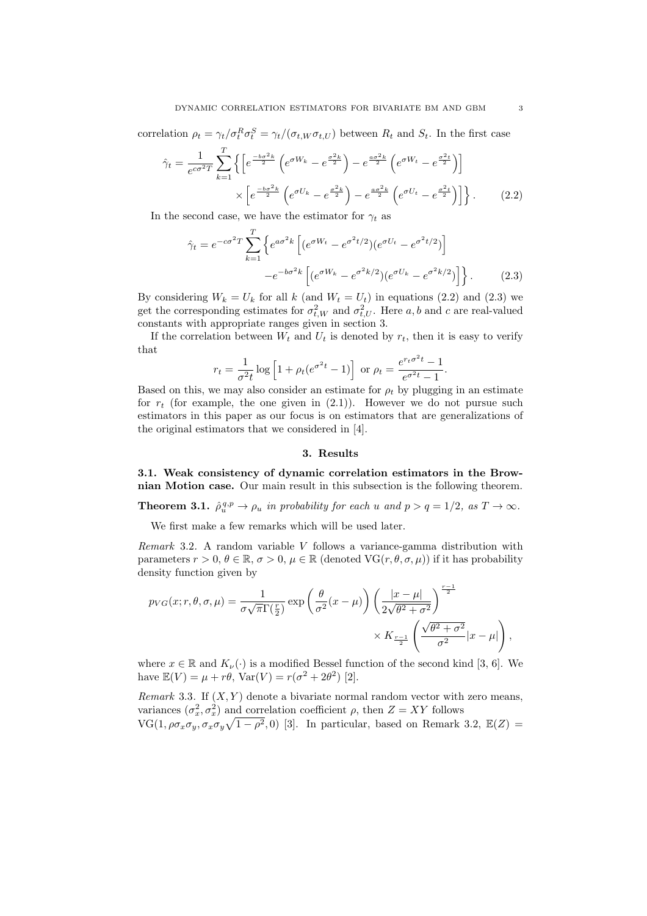correlation $\rho_t = \gamma_t / \sigma_t^R \sigma_t^S = \gamma_t / (\sigma_{t,W}\sigma_{t,U})$ between $R_t$ and $S_t$. In the first case

$$\hat{\gamma}_t = \frac{1}{e^{c\sigma^2 T}} \sum_{k=1}^{T} \Big\{ \Big[ e^{\frac{-b\sigma^2 k}{2}} \left( e^{\sigma W_k} - e^{\frac{\sigma^2 k}{2}} \right) - e^{\frac{a\sigma^2 k}{2}} \left( e^{\sigma W_t} - e^{\frac{\sigma^2 t}{2}} \right) \Big] \\ \times \Big[ e^{\frac{-b\sigma^2 k}{2}} \left( e^{\sigma U_k} - e^{\frac{\sigma^2 k}{2}} \right) - e^{\frac{a\sigma^2 k}{2}} \left( e^{\sigma U_t} - e^{\frac{\sigma^2 t}{2}} \right) \Big] \Big\}. \qquad (2.2)$$

In the second case, we have the estimator for $\gamma_t$ as

$$\hat{\gamma}_t = e^{-c\sigma^2 T} \sum_{k=1}^{T} \Big\{ e^{a\sigma^2 k} \Big[ (e^{\sigma W_t} - e^{\sigma^2 t/2})(e^{\sigma U_t} - e^{\sigma^2 t/2}) \Big] \\ - e^{-b\sigma^2 k} \Big[ (e^{\sigma W_k} - e^{\sigma^2 k/2})(e^{\sigma U_k} - e^{\sigma^2 k/2}) \Big] \Big\}. \qquad (2.3)$$

By considering $W_k = U_k$ for all $k$ (and $W_t = U_t$) in equations (2.2) and (2.3) we get the corresponding estimates for $\sigma_{t,W}^2$ and $\sigma_{t,U}^2$. Here $a, b$ and $c$ are real-valued constants with appropriate ranges given in section 3.

If the correlation between $W_t$ and $U_t$ is denoted by $r_t$, then it is easy to verify that

$$r_t = \frac{1}{\sigma^2 t} \log \Big[ 1 + \rho_t (e^{\sigma^2 t} - 1) \Big] \text{ or } \rho_t = \frac{e^{r_t \sigma^2 t} - 1}{e^{\sigma^2 t} - 1}.$$

Based on this, we may also consider an estimate for $\rho_t$ by plugging in an estimate for $r_t$ (for example, the one given in (2.1)). However we do not pursue such estimators in this paper as our focus is on estimators that are generalizations of the original estimators that we considered in [4].

## 3. Results

**3.1. Weak consistency of dynamic correlation estimators in the Brownian Motion case.** Our main result in this subsection is the following theorem.

**Theorem 3.1.** *$\hat{\rho}_u^{q,p} \to \rho_u$ in probability for each $u$ and $p > q = 1/2$, as $T \to \infty$.*

We first make a few remarks which will be used later.

*Remark* 3.2. A random variable $V$ follows a variance-gamma distribution with parameters $r > 0$, $\theta \in \mathbb{R}$, $\sigma > 0$, $\mu \in \mathbb{R}$ (denoted $\mathrm{VG}(r, \theta, \sigma, \mu)$) if it has probability density function given by

$$p_{VG}(x; r, \theta, \sigma, \mu) = \frac{1}{\sigma\sqrt{\pi}\Gamma(\frac{r}{2})} \exp\left( \frac{\theta}{\sigma^2}(x - \mu) \right) \left( \frac{|x-\mu|}{2\sqrt{\theta^2 + \sigma^2}} \right)^{\frac{r-1}{2}} \\ \times K_{\frac{r-1}{2}} \left( \frac{\sqrt{\theta^2 + \sigma^2}}{\sigma^2} |x - \mu| \right),$$

where $x \in \mathbb{R}$ and $K_\nu(\cdot)$ is a modified Bessel function of the second kind [3, 6]. We have $\mathbb{E}(V) = \mu + r\theta$, $\mathrm{Var}(V) = r(\sigma^2 + 2\theta^2)$ [2].

*Remark* 3.3. If $(X, Y)$ denote a bivariate normal random vector with zero means, variances $(\sigma_x^2, \sigma_x^2)$ and correlation coefficient $\rho$, then $Z = XY$ follows $\mathrm{VG}(1, \rho\sigma_x\sigma_y, \sigma_x\sigma_y\sqrt{1-\rho^2}, 0)$ [3]. In particular, based on Remark 3.2, $\mathbb{E}(Z) =$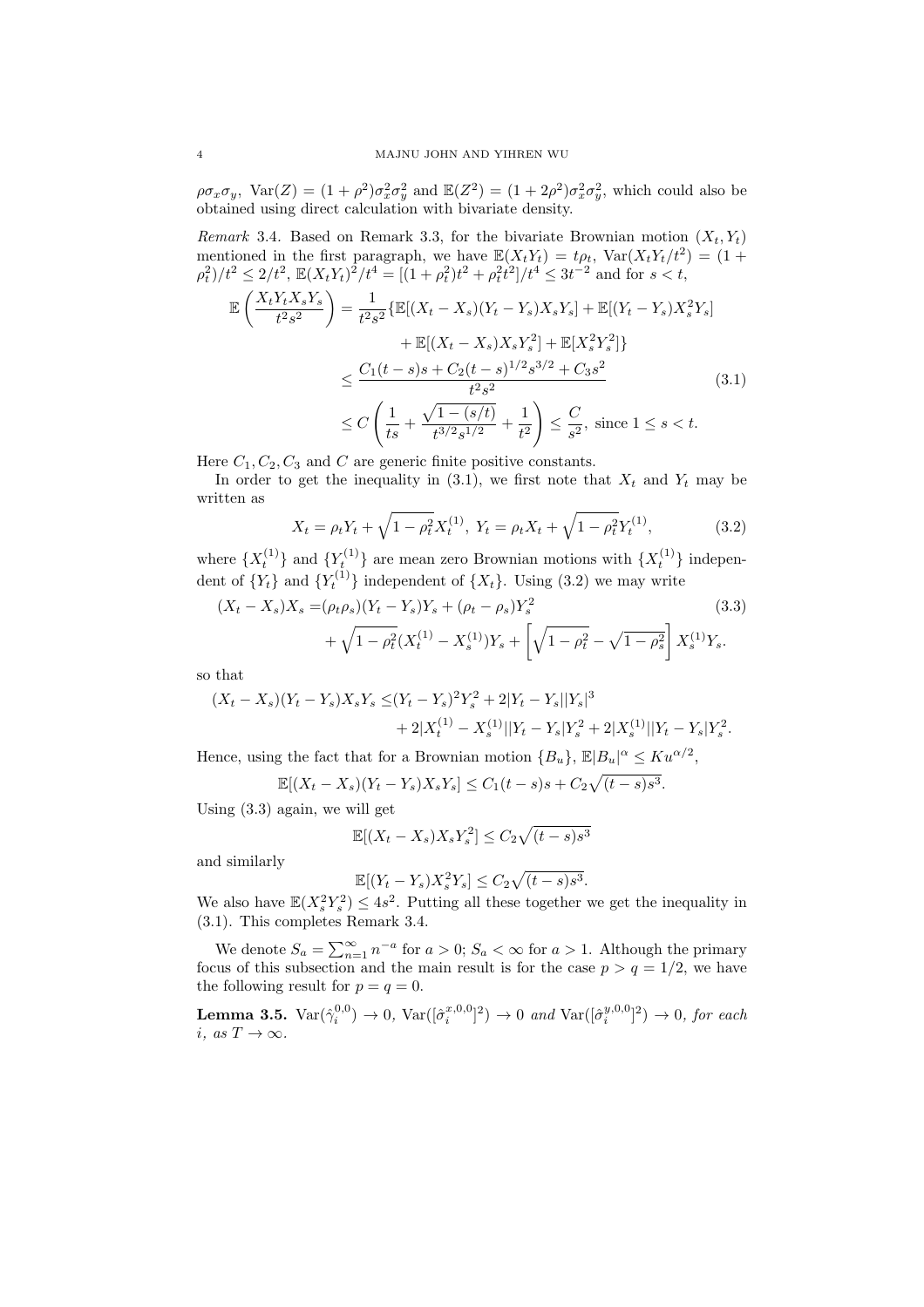$\rho\sigma_x\sigma_y$, $\mathrm{Var}(Z) = (1+\rho^2)\sigma_x^2\sigma_y^2$ and $\mathbb{E}(Z^2) = (1+2\rho^2)\sigma_x^2\sigma_y^2$, which could also be obtained using direct calculation with bivariate density.

*Remark* 3.4. Based on Remark 3.3, for the bivariate Brownian motion $(X_t, Y_t)$ mentioned in the first paragraph, we have $\mathbb{E}(X_tY_t) = t\rho_t$, $\mathrm{Var}(X_tY_t/t^2) = (1+\rho_t^2)/t^2 \le 2/t^2$, $\mathbb{E}(X_tY_t)^2/t^4 = [(1+\rho_t^2)t^2 + \rho_t^2 t^2]/t^4 \le 3t^{-2}$ and for $s < t$,

$$
\begin{aligned}
\mathbb{E}\left(\frac{X_tY_tX_sY_s}{t^2s^2}\right) &= \frac{1}{t^2s^2}\{\mathbb{E}[(X_t - X_s)(Y_t - Y_s)X_sY_s] + \mathbb{E}[(Y_t - Y_s)X_s^2Y_s] \\
&\quad + \mathbb{E}[(X_t - X_s)X_sY_s^2] + \mathbb{E}[X_s^2Y_s^2]\} \\
&\le \frac{C_1(t-s)s + C_2(t-s)^{1/2}s^{3/2} + C_3s^2}{t^2s^2} \\
&\le C\left(\frac{1}{ts} + \frac{\sqrt{1-(s/t)}}{t^{3/2}s^{1/2}} + \frac{1}{t^2}\right) \le \frac{C}{s^2}, \text{ since } 1 \le s < t.
\end{aligned}
\tag{3.1}
$$

Here $C_1, C_2, C_3$ and $C$ are generic finite positive constants.

In order to get the inequality in (3.1), we first note that $X_t$ and $Y_t$ may be written as

$$
X_t = \rho_t Y_t + \sqrt{1-\rho_t^2}X_t^{(1)},\ Y_t = \rho_t X_t + \sqrt{1-\rho_t^2}Y_t^{(1)}, \tag{3.2}
$$

where $\{X_t^{(1)}\}$ and $\{Y_t^{(1)}\}$ are mean zero Brownian motions with $\{X_t^{(1)}\}$ independent of $\{Y_t\}$ and $\{Y_t^{(1)}\}$ independent of $\{X_t\}$. Using (3.2) we may write

$$
\begin{aligned}
(X_t - X_s)X_s =& (\rho_t\rho_s)(Y_t - Y_s)Y_s + (\rho_t - \rho_s)Y_s^2 \\
&+ \sqrt{1-\rho_t^2}(X_t^{(1)} - X_s^{(1)})Y_s + \left[\sqrt{1-\rho_t^2} - \sqrt{1-\rho_s^2}\right]X_s^{(1)}Y_s.
\end{aligned}
\tag{3.3}
$$

so that

$$
\begin{aligned}
(X_t - X_s)(Y_t - Y_s)X_sY_s \le& (Y_t - Y_s)^2Y_s^2 + 2|Y_t - Y_s||Y_s|^3 \\
&+ 2|X_t^{(1)} - X_s^{(1)}||Y_t - Y_s|Y_s^2 + 2|X_s^{(1)}||Y_t - Y_s|Y_s^2.
\end{aligned}
$$

Hence, using the fact that for a Brownian motion $\{B_u\}$, $\mathbb{E}|B_u|^\alpha \le Ku^{\alpha/2}$,

$$
\mathbb{E}[(X_t - X_s)(Y_t - Y_s)X_sY_s] \le C_1(t-s)s + C_2\sqrt{(t-s)s^3}.
$$

Using (3.3) again, we will get

$$
\mathbb{E}[(X_t - X_s)X_sY_s^2] \le C_2\sqrt{(t-s)s^3}
$$

and similarly

$$
\mathbb{E}[(Y_t - Y_s)X_s^2Y_s] \le C_2\sqrt{(t-s)s^3}.
$$

We also have $\mathbb{E}(X_s^2Y_s^2) \le 4s^2$. Putting all these together we get the inequality in (3.1). This completes Remark 3.4.

We denote $S_a = \sum_{n=1}^\infty n^{-a}$ for $a > 0$; $S_a < \infty$ for $a > 1$. Although the primary focus of this subsection and the main result is for the case $p > q = 1/2$, we have the following result for $p = q = 0$.

**Lemma 3.5.** *$\mathrm{Var}(\hat{\gamma}_i^{0,0}) \to 0$, $\mathrm{Var}([\hat{\sigma}_i^{x,0,0}]^2) \to 0$ and $\mathrm{Var}([\hat{\sigma}_i^{y,0,0}]^2) \to 0$, for each $i$, as $T \to \infty$.*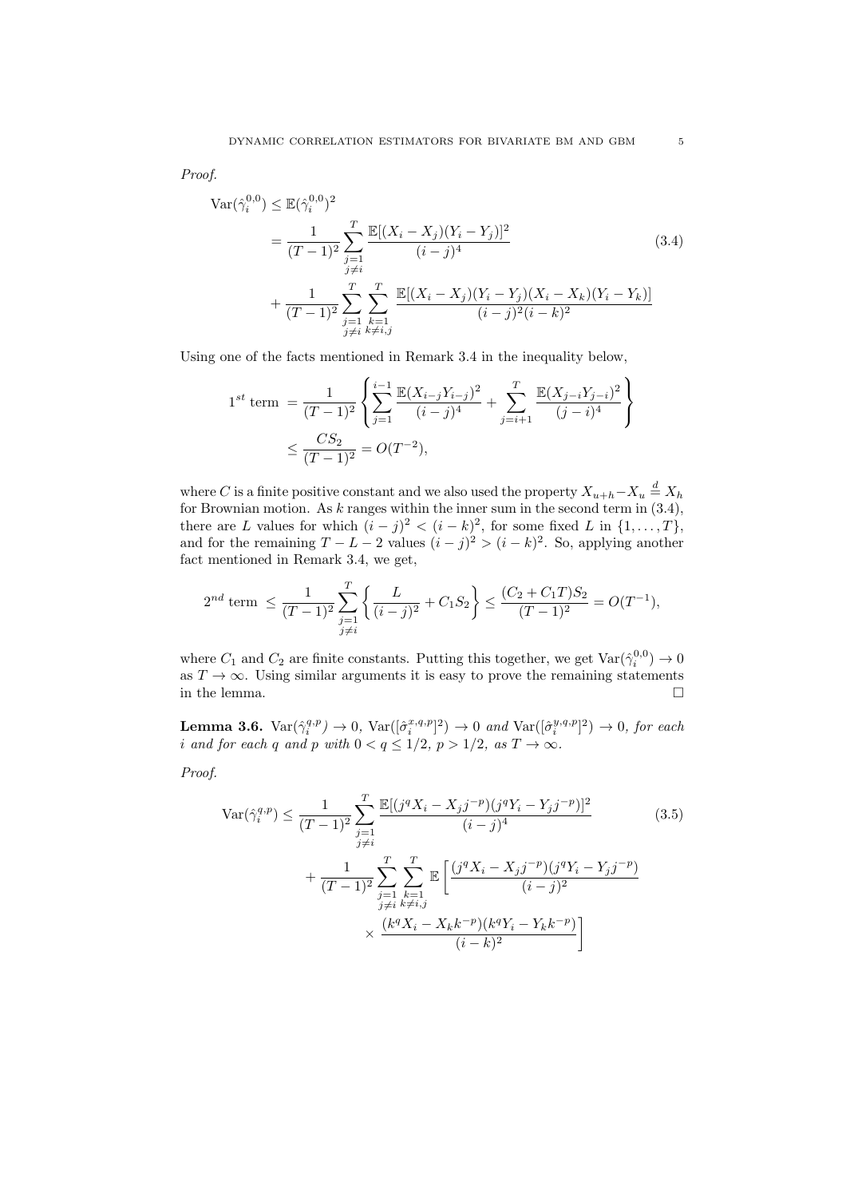*Proof.*

$$
\begin{aligned}
\operatorname{Var}(\hat{\gamma}_i^{0,0}) &\leq \mathbb{E}(\hat{\gamma}_i^{0,0})^2 \\
&= \frac{1}{(T-1)^2} \sum_{\substack{j=1 \\ j \neq i}}^{T} \frac{\mathbb{E}[(X_i - X_j)(Y_i - Y_j)]^2}{(i-j)^4} \\
&+ \frac{1}{(T-1)^2} \sum_{\substack{j=1 \\ j \neq i}}^{T} \sum_{\substack{k=1 \\ k \neq i,j}}^{T} \frac{\mathbb{E}[(X_i - X_j)(Y_i - Y_j)(X_i - X_k)(Y_i - Y_k)]}{(i-j)^2 (i-k)^2}
\end{aligned}
\tag{3.4}
$$

Using one of the facts mentioned in Remark 3.4 in the inequality below,

$$
\begin{aligned}
1^{st} \text{ term } &= \frac{1}{(T-1)^2} \left\{ \sum_{j=1}^{i-1} \frac{\mathbb{E}(X_{i-j} Y_{i-j})^2}{(i-j)^4} + \sum_{j=i+1}^{T} \frac{\mathbb{E}(X_{j-i} Y_{j-i})^2}{(j-i)^4} \right\} \\
&\leq \frac{C S_2}{(T-1)^2} = O(T^{-2}),
\end{aligned}
$$

where $C$ is a finite positive constant and we also used the property $X_{u+h} - X_u \overset{d}{=} X_h$ for Brownian motion. As $k$ ranges within the inner sum in the second term in (3.4), there are $L$ values for which $(i-j)^2 < (i-k)^2$, for some fixed $L$ in $\{1, \ldots, T\}$, and for the remaining $T - L - 2$ values $(i-j)^2 > (i-k)^2$. So, applying another fact mentioned in Remark 3.4, we get,

$$
2^{nd} \text{ term } \leq \frac{1}{(T-1)^2} \sum_{\substack{j=1 \\ j \neq i}}^{T} \left\{ \frac{L}{(i-j)^2} + C_1 S_2 \right\} \leq \frac{(C_2 + C_1 T) S_2}{(T-1)^2} = O(T^{-1}),
$$

where $C_1$ and $C_2$ are finite constants. Putting this together, we get $\operatorname{Var}(\hat{\gamma}_i^{0,0}) \to 0$ as $T \to \infty$. Using similar arguments it is easy to prove the remaining statements in the lemma. $\square$

**Lemma 3.6.** *$\operatorname{Var}(\hat{\gamma}_i^{q,p}) \to 0$, $\operatorname{Var}([\hat{\sigma}_i^{x,q,p}]^2) \to 0$ and $\operatorname{Var}([\hat{\sigma}_i^{y,q,p}]^2) \to 0$, for each $i$ and for each $q$ and $p$ with $0 < q \leq 1/2$, $p > 1/2$, as $T \to \infty$.*

*Proof.*

$$
\begin{aligned}
\operatorname{Var}(\hat{\gamma}_i^{q,p}) \leq \; & \frac{1}{(T-1)^2} \sum_{\substack{j=1 \\ j \neq i}}^{T} \frac{\mathbb{E}[(j^q X_i - X_j j^{-p})(j^q Y_i - Y_j j^{-p})]^2}{(i-j)^4} \\
&+ \frac{1}{(T-1)^2} \sum_{\substack{j=1 \\ j \neq i}}^{T} \sum_{\substack{k=1 \\ k \neq i,j}}^{T} \mathbb{E}\left[ \frac{(j^q X_i - X_j j^{-p})(j^q Y_i - Y_j j^{-p})}{(i-j)^2} \right. \\
&\qquad \left. \times \; \frac{(k^q X_i - X_k k^{-p})(k^q Y_i - Y_k k^{-p})}{(i-k)^2} \right]
\end{aligned}
\tag{3.5}
$$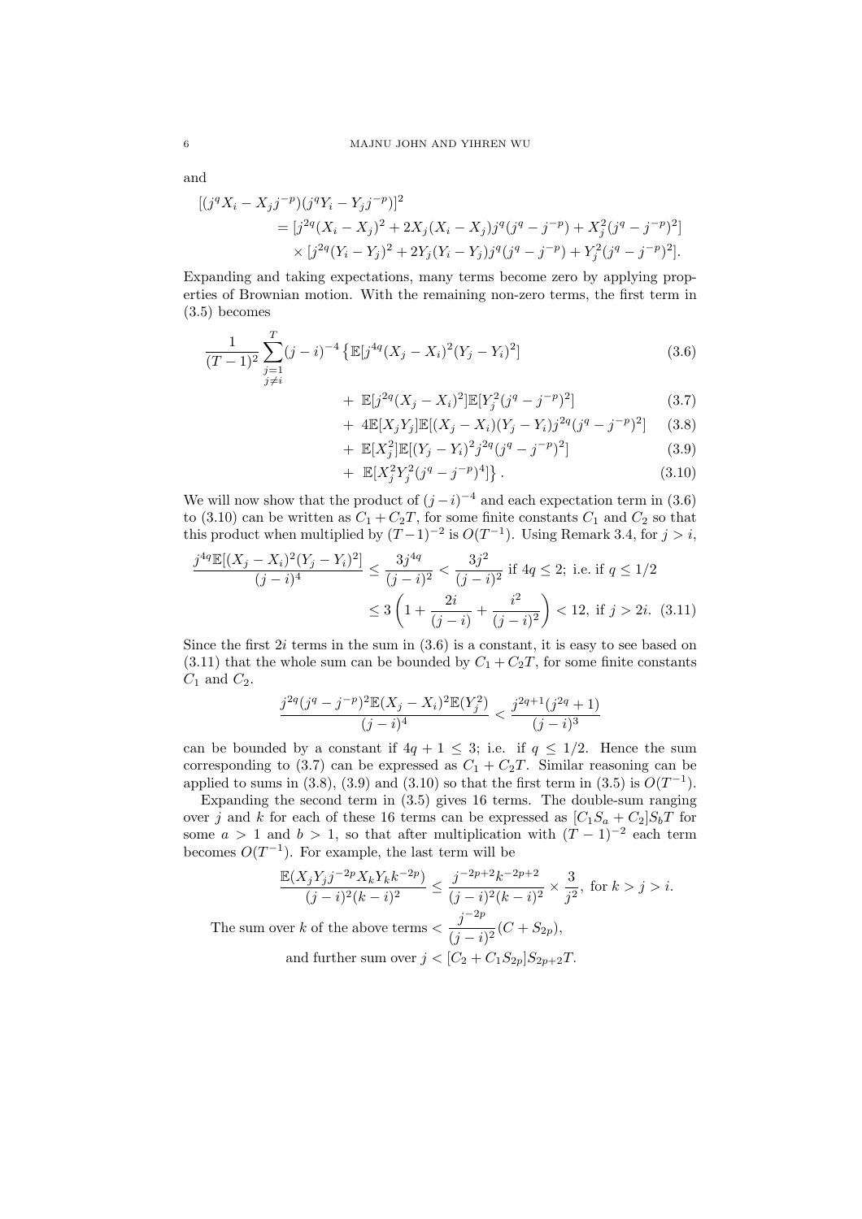and

$$
\begin{aligned}
&[(j^q X_i - X_j j^{-p})(j^q Y_i - Y_j j^{-p})]^2 \\
&\quad = [j^{2q}(X_i - X_j)^2 + 2X_j(X_i - X_j)j^q(j^q - j^{-p}) + X_j^2(j^q - j^{-p})^2] \\
&\quad\quad \times [j^{2q}(Y_i - Y_j)^2 + 2Y_j(Y_i - Y_j)j^q(j^q - j^{-p}) + Y_j^2(j^q - j^{-p})^2].
\end{aligned}
$$

Expanding and taking expectations, many terms become zero by applying properties of Brownian motion. With the remaining non-zero terms, the first term in (3.5) becomes

$$
\frac{1}{(T-1)^2} \sum_{\substack{j=1 \\ j \neq i}}^{T} (j-i)^{-4} \left\{ \mathbb{E}[j^{4q}(X_j - X_i)^2(Y_j - Y_i)^2] \right. \tag{3.6}
$$

$$
+ \ \mathbb{E}[j^{2q}(X_j - X_i)^2]\mathbb{E}[Y_j^2(j^q - j^{-p})^2] \tag{3.7}
$$

$$
+ \ 4\mathbb{E}[X_j Y_j]\mathbb{E}[(X_j - X_i)(Y_j - Y_i)j^{2q}(j^q - j^{-p})^2] \tag{3.8}
$$

$$
+ \ \mathbb{E}[X_j^2]\mathbb{E}[(Y_j - Y_i)^2 j^{2q}(j^q - j^{-p})^2] \tag{3.9}
$$

$$
\left. + \ \mathbb{E}[X_j^2 Y_j^2 (j^q - j^{-p})^4] \right\}. \tag{3.10}
$$

We will now show that the product of $(j-i)^{-4}$ and each expectation term in (3.6) to (3.10) can be written as $C_1 + C_2 T$, for some finite constants $C_1$ and $C_2$ so that this product when multiplied by $(T-1)^{-2}$ is $O(T^{-1})$. Using Remark 3.4, for $j > i$,

$$
\begin{aligned}
\frac{j^{4q}\mathbb{E}[(X_j - X_i)^2(Y_j - Y_i)^2]}{(j-i)^4} &\leq \frac{3j^{4q}}{(j-i)^2} < \frac{3j^2}{(j-i)^2} \text{ if } 4q \leq 2; \text{ i.e. if } q \leq 1/2 \\
&\leq 3\left(1 + \frac{2i}{(j-i)} + \frac{i^2}{(j-i)^2}\right) < 12, \text{ if } j > 2i. \quad (3.11)
\end{aligned}
$$

Since the first $2i$ terms in the sum in (3.6) is a constant, it is easy to see based on (3.11) that the whole sum can be bounded by $C_1 + C_2 T$, for some finite constants $C_1$ and $C_2$.

$$
\frac{j^{2q}(j^q - j^{-p})^2 \mathbb{E}(X_j - X_i)^2 \mathbb{E}(Y_j^2)}{(j-i)^4} < \frac{j^{2q+1}(j^{2q}+1)}{(j-i)^3}
$$

can be bounded by a constant if $4q + 1 \leq 3$; i.e. if $q \leq 1/2$. Hence the sum corresponding to (3.7) can be expressed as $C_1 + C_2 T$. Similar reasoning can be applied to sums in (3.8), (3.9) and (3.10) so that the first term in (3.5) is $O(T^{-1})$.

Expanding the second term in (3.5) gives 16 terms. The double-sum ranging over $j$ and $k$ for each of these 16 terms can be expressed as $[C_1 S_a + C_2] S_b T$ for some $a > 1$ and $b > 1$, so that after multiplication with $(T-1)^{-2}$ each term becomes $O(T^{-1})$. For example, the last term will be

$$
\frac{\mathbb{E}(X_j Y_j j^{-2p} X_k Y_k k^{-2p})}{(j-i)^2(k-i)^2} \leq \frac{j^{-2p+2} k^{-2p+2}}{(j-i)^2(k-i)^2} \times \frac{3}{j^2}, \text{ for } k > j > i.
$$

The sum over $k$ of the above terms $< \dfrac{j^{-2p}}{(j-i)^2}(C + S_{2p})$,

and further sum over $j < [C_2 + C_1 S_{2p}] S_{2p+2} T$.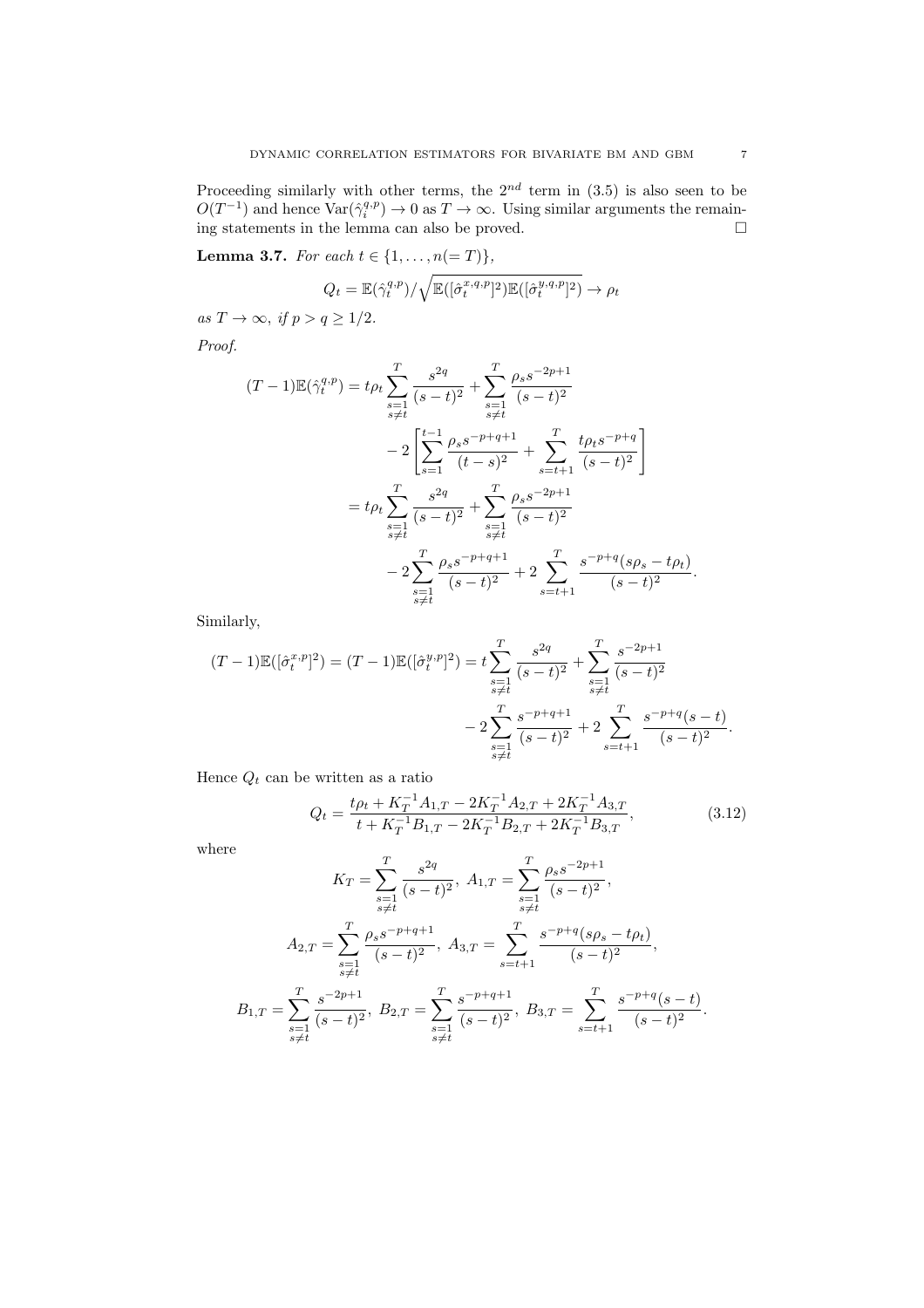Proceeding similarly with other terms, the $2^{nd}$ term in (3.5) is also seen to be $O(T^{-1})$ and hence $\mathrm{Var}(\hat{\gamma}_i^{q,p}) \to 0$ as $T \to \infty$. Using similar arguments the remaining statements in the lemma can also be proved. □

**Lemma 3.7.** *For each* $t \in \{1, \dots, n(= T)\}$,

$$Q_t = \mathbb{E}(\hat{\gamma}_t^{q,p}) / \sqrt{\mathbb{E}([\hat{\sigma}_t^{x,q,p}]^2)\mathbb{E}([\hat{\sigma}_t^{y,q,p}]^2)} \to \rho_t$$

*as* $T \to \infty$, *if* $p > q \geq 1/2$.

*Proof.*

$$\begin{aligned}
(T-1)\mathbb{E}(\hat{\gamma}_t^{q,p}) &= t\rho_t \sum_{\substack{s=1 \\ s \neq t}}^{T} \frac{s^{2q}}{(s-t)^2} + \sum_{\substack{s=1 \\ s \neq t}}^{T} \frac{\rho_s s^{-2p+1}}{(s-t)^2} \\
&\quad - 2\left[\sum_{s=1}^{t-1} \frac{\rho_s s^{-p+q+1}}{(t-s)^2} + \sum_{s=t+1}^{T} \frac{t\rho_t s^{-p+q}}{(s-t)^2}\right] \\
&= t\rho_t \sum_{\substack{s=1 \\ s \neq t}}^{T} \frac{s^{2q}}{(s-t)^2} + \sum_{\substack{s=1 \\ s \neq t}}^{T} \frac{\rho_s s^{-2p+1}}{(s-t)^2} \\
&\quad - 2\sum_{\substack{s=1 \\ s \neq t}}^{T} \frac{\rho_s s^{-p+q+1}}{(s-t)^2} + 2\sum_{s=t+1}^{T} \frac{s^{-p+q}(s\rho_s - t\rho_t)}{(s-t)^2}.
\end{aligned}$$

Similarly,

$$\begin{aligned}
(T-1)\mathbb{E}([\hat{\sigma}_t^{x,p}]^2) = (T-1)\mathbb{E}([\hat{\sigma}_t^{y,p}]^2) &= t\sum_{\substack{s=1 \\ s \neq t}}^{T} \frac{s^{2q}}{(s-t)^2} + \sum_{\substack{s=1 \\ s \neq t}}^{T} \frac{s^{-2p+1}}{(s-t)^2} \\
&\quad - 2\sum_{\substack{s=1 \\ s \neq t}}^{T} \frac{s^{-p+q+1}}{(s-t)^2} + 2\sum_{s=t+1}^{T} \frac{s^{-p+q}(s-t)}{(s-t)^2}.
\end{aligned}$$

Hence $Q_t$ can be written as a ratio

$$Q_t = \frac{t\rho_t + K_T^{-1}A_{1,T} - 2K_T^{-1}A_{2,T} + 2K_T^{-1}A_{3,T}}{t + K_T^{-1}B_{1,T} - 2K_T^{-1}B_{2,T} + 2K_T^{-1}B_{3,T}}, \tag{3.12}$$

where

$$K_T = \sum_{\substack{s=1 \\ s \neq t}}^{T} \frac{s^{2q}}{(s-t)^2},\ A_{1,T} = \sum_{\substack{s=1 \\ s \neq t}}^{T} \frac{\rho_s s^{-2p+1}}{(s-t)^2},$$

$$A_{2,T} = \sum_{\substack{s=1 \\ s \neq t}}^{T} \frac{\rho_s s^{-p+q+1}}{(s-t)^2},\ A_{3,T} = \sum_{s=t+1}^{T} \frac{s^{-p+q}(s\rho_s - t\rho_t)}{(s-t)^2},$$

$$B_{1,T} = \sum_{\substack{s=1 \\ s \neq t}}^{T} \frac{s^{-2p+1}}{(s-t)^2},\ B_{2,T} = \sum_{\substack{s=1 \\ s \neq t}}^{T} \frac{s^{-p+q+1}}{(s-t)^2},\ B_{3,T} = \sum_{s=t+1}^{T} \frac{s^{-p+q}(s-t)}{(s-t)^2}.$$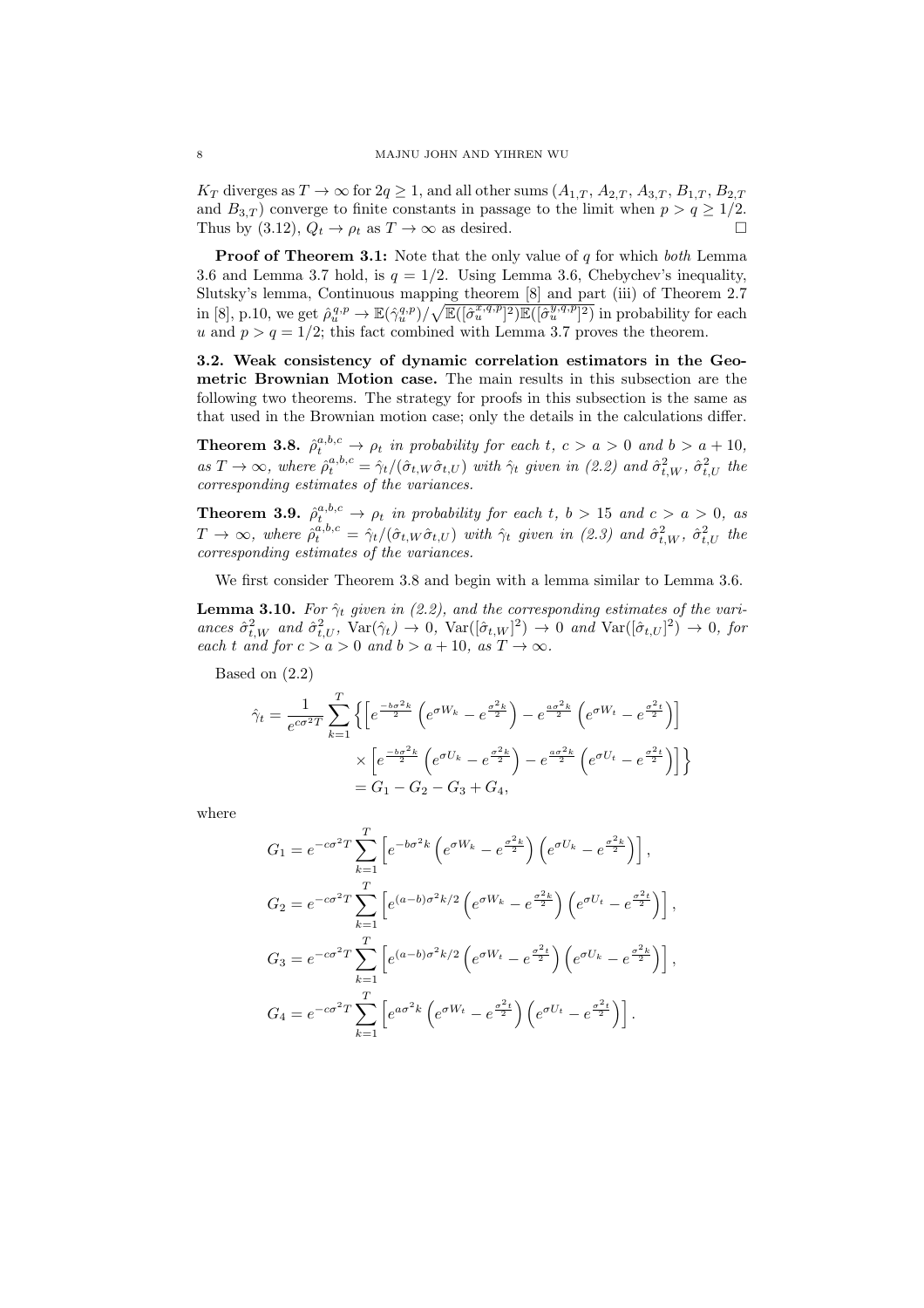$K_T$ diverges as $T \to \infty$ for $2q \geq 1$, and all other sums ($A_{1,T}$, $A_{2,T}$, $A_{3,T}$, $B_{1,T}$, $B_{2,T}$ and $B_{3,T}$) converge to finite constants in passage to the limit when $p > q \geq 1/2$. Thus by (3.12), $Q_t \to \rho_t$ as $T \to \infty$ as desired. □

**Proof of Theorem 3.1:** Note that the only value of $q$ for which *both* Lemma 3.6 and Lemma 3.7 hold, is $q = 1/2$. Using Lemma 3.6, Chebychev's inequality, Slutsky's lemma, Continuous mapping theorem [8] and part (iii) of Theorem 2.7 in [8], p.10, we get $\hat{\rho}_u^{q,p} \to \mathbb{E}(\hat{\gamma}_u^{q,p})/\sqrt{\mathbb{E}([\hat{\sigma}_u^{x,q,p}]^2)\mathbb{E}([\hat{\sigma}_u^{y,q,p}]^2)}$ in probability for each $u$ and $p > q = 1/2$; this fact combined with Lemma 3.7 proves the theorem.

**3.2. Weak consistency of dynamic correlation estimators in the Geometric Brownian Motion case.** The main results in this subsection are the following two theorems. The strategy for proofs in this subsection is the same as that used in the Brownian motion case; only the details in the calculations differ.

**Theorem 3.8.** *$\hat{\rho}_t^{a,b,c} \to \rho_t$ in probability for each $t$, $c > a > 0$ and $b > a + 10$, as $T \to \infty$, where $\hat{\rho}_t^{a,b,c} = \hat{\gamma}_t/(\hat{\sigma}_{t,W}\hat{\sigma}_{t,U})$ with $\hat{\gamma}_t$ given in (2.2) and $\hat{\sigma}_{t,W}^2$, $\hat{\sigma}_{t,U}^2$ the corresponding estimates of the variances.*

**Theorem 3.9.** *$\hat{\rho}_t^{a,b,c} \to \rho_t$ in probability for each $t$, $b > 15$ and $c > a > 0$, as $T \to \infty$, where $\hat{\rho}_t^{a,b,c} = \hat{\gamma}_t/(\hat{\sigma}_{t,W}\hat{\sigma}_{t,U})$ with $\hat{\gamma}_t$ given in (2.3) and $\hat{\sigma}_{t,W}^2$, $\hat{\sigma}_{t,U}^2$ the corresponding estimates of the variances.*

We first consider Theorem 3.8 and begin with a lemma similar to Lemma 3.6.

**Lemma 3.10.** *For $\hat{\gamma}_t$ given in (2.2), and the corresponding estimates of the variances $\hat{\sigma}_{t,W}^2$ and $\hat{\sigma}_{t,U}^2$, $\mathrm{Var}(\hat{\gamma}_t) \to 0$, $\mathrm{Var}([\hat{\sigma}_{t,W}]^2) \to 0$ and $\mathrm{Var}([\hat{\sigma}_{t,U}]^2) \to 0$, for each $t$ and for $c > a > 0$ and $b > a + 10$, as $T \to \infty$.*

Based on (2.2)

$$
\begin{aligned}
\hat{\gamma}_t = \frac{1}{e^{c\sigma^2 T}} \sum_{k=1}^{T} \Big\{ & \left[ e^{\frac{-b\sigma^2 k}{2}} \left( e^{\sigma W_k} - e^{\frac{\sigma^2 k}{2}} \right) - e^{\frac{a\sigma^2 k}{2}} \left( e^{\sigma W_t} - e^{\frac{\sigma^2 t}{2}} \right) \right] \\
& \times \left[ e^{\frac{-b\sigma^2 k}{2}} \left( e^{\sigma U_k} - e^{\frac{\sigma^2 k}{2}} \right) - e^{\frac{a\sigma^2 k}{2}} \left( e^{\sigma U_t} - e^{\frac{\sigma^2 t}{2}} \right) \right] \Big\} \\
= {} & G_1 - G_2 - G_3 + G_4,
\end{aligned}
$$

where

$$
\begin{aligned}
G_1 &= e^{-c\sigma^2 T} \sum_{k=1}^{T} \left[ e^{-b\sigma^2 k} \left( e^{\sigma W_k} - e^{\frac{\sigma^2 k}{2}} \right) \left( e^{\sigma U_k} - e^{\frac{\sigma^2 k}{2}} \right) \right], \\
G_2 &= e^{-c\sigma^2 T} \sum_{k=1}^{T} \left[ e^{(a-b)\sigma^2 k/2} \left( e^{\sigma W_k} - e^{\frac{\sigma^2 k}{2}} \right) \left( e^{\sigma U_t} - e^{\frac{\sigma^2 t}{2}} \right) \right], \\
G_3 &= e^{-c\sigma^2 T} \sum_{k=1}^{T} \left[ e^{(a-b)\sigma^2 k/2} \left( e^{\sigma W_t} - e^{\frac{\sigma^2 t}{2}} \right) \left( e^{\sigma U_k} - e^{\frac{\sigma^2 k}{2}} \right) \right], \\
G_4 &= e^{-c\sigma^2 T} \sum_{k=1}^{T} \left[ e^{a\sigma^2 k} \left( e^{\sigma W_t} - e^{\frac{\sigma^2 t}{2}} \right) \left( e^{\sigma U_t} - e^{\frac{\sigma^2 t}{2}} \right) \right].
\end{aligned}
$$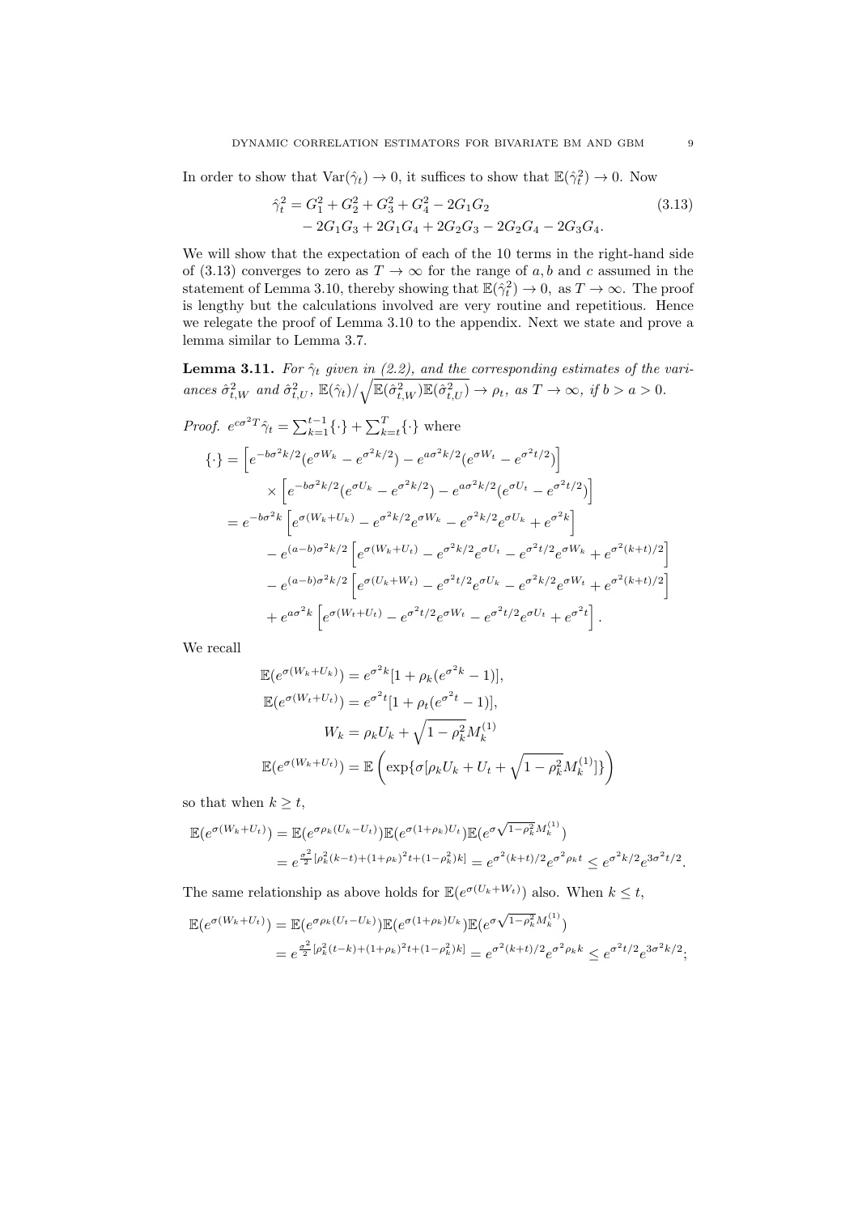In order to show that $\mathrm{Var}(\hat{\gamma}_t) \to 0$, it suffices to show that $\mathbb{E}(\hat{\gamma}_t^2) \to 0$. Now

$$
\begin{aligned}
\hat{\gamma}_t^2 = &\, G_1^2 + G_2^2 + G_3^2 + G_4^2 - 2G_1G_2 \\
&- 2G_1G_3 + 2G_1G_4 + 2G_2G_3 - 2G_2G_4 - 2G_3G_4.
\end{aligned} \tag{3.13}
$$

We will show that the expectation of each of the 10 terms in the right-hand side of (3.13) converges to zero as $T \to \infty$ for the range of $a, b$ and $c$ assumed in the statement of Lemma 3.10, thereby showing that $\mathbb{E}(\hat{\gamma}_t^2) \to 0$, as $T \to \infty$. The proof is lengthy but the calculations involved are very routine and repetitious. Hence we relegate the proof of Lemma 3.10 to the appendix. Next we state and prove a lemma similar to Lemma 3.7.

**Lemma 3.11.** *For $\hat{\gamma}_t$ given in (2.2), and the corresponding estimates of the variances $\hat{\sigma}_{t,W}^2$ and $\hat{\sigma}_{t,U}^2$, $\mathbb{E}(\hat{\gamma}_t)/\sqrt{\mathbb{E}(\hat{\sigma}_{t,W}^2)\mathbb{E}(\hat{\sigma}_{t,U}^2)} \to \rho_t$, as $T \to \infty$, if $b > a > 0$.*

*Proof.* $e^{c\sigma^2 T}\hat{\gamma}_t = \sum_{k=1}^{t-1}\{\cdot\} + \sum_{k=t}^{T}\{\cdot\}$ where

$$
\begin{aligned}
\{\cdot\} &= \left[e^{-b\sigma^2 k/2}(e^{\sigma W_k} - e^{\sigma^2 k/2}) - e^{a\sigma^2 k/2}(e^{\sigma W_t} - e^{\sigma^2 t/2})\right] \\
&\quad \times \left[e^{-b\sigma^2 k/2}(e^{\sigma U_k} - e^{\sigma^2 k/2}) - e^{a\sigma^2 k/2}(e^{\sigma U_t} - e^{\sigma^2 t/2})\right] \\
&= e^{-b\sigma^2 k}\left[e^{\sigma(W_k+U_k)} - e^{\sigma^2 k/2}e^{\sigma W_k} - e^{\sigma^2 k/2}e^{\sigma U_k} + e^{\sigma^2 k}\right] \\
&\quad - e^{(a-b)\sigma^2 k/2}\left[e^{\sigma(W_k+U_t)} - e^{\sigma^2 k/2}e^{\sigma U_t} - e^{\sigma^2 t/2}e^{\sigma W_k} + e^{\sigma^2(k+t)/2}\right] \\
&\quad - e^{(a-b)\sigma^2 k/2}\left[e^{\sigma(U_k+W_t)} - e^{\sigma^2 t/2}e^{\sigma U_k} - e^{\sigma^2 k/2}e^{\sigma W_t} + e^{\sigma^2(k+t)/2}\right] \\
&\quad + e^{a\sigma^2 k}\left[e^{\sigma(W_t+U_t)} - e^{\sigma^2 t/2}e^{\sigma W_t} - e^{\sigma^2 t/2}e^{\sigma U_t} + e^{\sigma^2 t}\right].
\end{aligned}
$$

We recall

$$
\begin{aligned}
\mathbb{E}(e^{\sigma(W_k+U_k)}) &= e^{\sigma^2 k}[1 + \rho_k(e^{\sigma^2 k} - 1)], \\
\mathbb{E}(e^{\sigma(W_t+U_t)}) &= e^{\sigma^2 t}[1 + \rho_t(e^{\sigma^2 t} - 1)], \\
W_k &= \rho_k U_k + \sqrt{1-\rho_k^2}M_k^{(1)} \\
\mathbb{E}(e^{\sigma(W_k+U_t)}) &= \mathbb{E}\left(\exp\{\sigma[\rho_k U_k + U_t + \sqrt{1-\rho_k^2}M_k^{(1)}]\}\right)
\end{aligned}
$$

so that when $k \geq t$,

$$
\begin{aligned}
\mathbb{E}(e^{\sigma(W_k+U_t)}) &= \mathbb{E}(e^{\sigma\rho_k(U_k-U_t)})\mathbb{E}(e^{\sigma(1+\rho_k)U_t})\mathbb{E}(e^{\sigma\sqrt{1-\rho_k^2}M_k^{(1)}}) \\
&= e^{\frac{\sigma^2}{2}[\rho_k^2(k-t)+(1+\rho_k)^2 t+(1-\rho_k^2)k]} = e^{\sigma^2(k+t)/2}e^{\sigma^2\rho_k t} \leq e^{\sigma^2 k/2}e^{3\sigma^2 t/2}.
\end{aligned}
$$

The same relationship as above holds for $\mathbb{E}(e^{\sigma(U_k+W_t)})$ also. When $k \leq t$,

$$
\begin{aligned}
\mathbb{E}(e^{\sigma(W_k+U_t)}) &= \mathbb{E}(e^{\sigma\rho_k(U_t-U_k)})\mathbb{E}(e^{\sigma(1+\rho_k)U_k})\mathbb{E}(e^{\sigma\sqrt{1-\rho_k^2}M_k^{(1)}}) \\
&= e^{\frac{\sigma^2}{2}[\rho_k^2(t-k)+(1+\rho_k)^2 t+(1-\rho_k^2)k]} = e^{\sigma^2(k+t)/2}e^{\sigma^2\rho_k k} \leq e^{\sigma^2 t/2}e^{3\sigma^2 k/2};
\end{aligned}
$$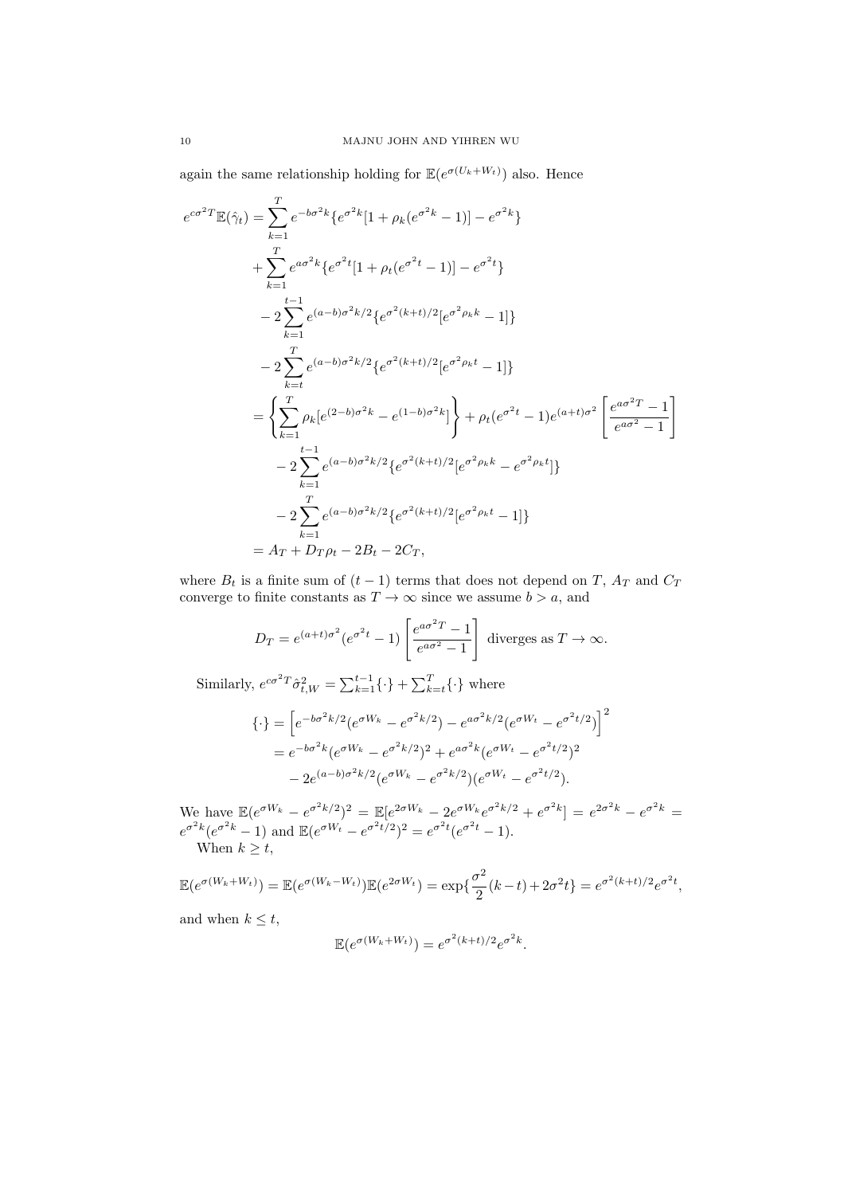again the same relationship holding for $\mathbb{E}(e^{\sigma(U_k+W_t)})$ also. Hence

$$
\begin{aligned}
e^{c\sigma^2 T}\mathbb{E}(\hat{\gamma}_t) &= \sum_{k=1}^{T} e^{-b\sigma^2 k}\{e^{\sigma^2 k}[1+\rho_k(e^{\sigma^2 k}-1)] - e^{\sigma^2 k}\} \\
&\quad + \sum_{k=1}^{T} e^{a\sigma^2 k}\{e^{\sigma^2 t}[1+\rho_t(e^{\sigma^2 t}-1)] - e^{\sigma^2 t}\} \\
&\quad - 2\sum_{k=1}^{t-1} e^{(a-b)\sigma^2 k/2}\{e^{\sigma^2(k+t)/2}[e^{\sigma^2 \rho_k k}-1]\} \\
&\quad - 2\sum_{k=t}^{T} e^{(a-b)\sigma^2 k/2}\{e^{\sigma^2(k+t)/2}[e^{\sigma^2 \rho_k t}-1]\} \\
&= \left\{\sum_{k=1}^{T}\rho_k[e^{(2-b)\sigma^2 k} - e^{(1-b)\sigma^2 k}]\right\} + \rho_t(e^{\sigma^2 t}-1)e^{(a+t)\sigma^2}\left[\frac{e^{a\sigma^2 T}-1}{e^{a\sigma^2}-1}\right] \\
&\quad - 2\sum_{k=1}^{t-1} e^{(a-b)\sigma^2 k/2}\{e^{\sigma^2(k+t)/2}[e^{\sigma^2 \rho_k k} - e^{\sigma^2 \rho_k t}]\} \\
&\quad - 2\sum_{k=1}^{T} e^{(a-b)\sigma^2 k/2}\{e^{\sigma^2(k+t)/2}[e^{\sigma^2 \rho_k t}-1]\} \\
&= A_T + D_T\rho_t - 2B_t - 2C_T,
\end{aligned}
$$

where $B_t$ is a finite sum of $(t-1)$ terms that does not depend on $T$, $A_T$ and $C_T$ converge to finite constants as $T \to \infty$ since we assume $b > a$, and

$$
D_T = e^{(a+t)\sigma^2}(e^{\sigma^2 t}-1)\left[\frac{e^{a\sigma^2 T}-1}{e^{a\sigma^2}-1}\right] \text{ diverges as } T \to \infty.
$$

Similarly, $e^{c\sigma^2 T}\hat{\sigma}^2_{t,W} = \sum_{k=1}^{t-1}\{\cdot\} + \sum_{k=t}^{T}\{\cdot\}$ where

$$
\begin{aligned}
\{\cdot\} &= \left[e^{-b\sigma^2 k/2}(e^{\sigma W_k} - e^{\sigma^2 k/2}) - e^{a\sigma^2 k/2}(e^{\sigma W_t} - e^{\sigma^2 t/2})\right]^2 \\
&= e^{-b\sigma^2 k}(e^{\sigma W_k} - e^{\sigma^2 k/2})^2 + e^{a\sigma^2 k}(e^{\sigma W_t} - e^{\sigma^2 t/2})^2 \\
&\quad - 2e^{(a-b)\sigma^2 k/2}(e^{\sigma W_k} - e^{\sigma^2 k/2})(e^{\sigma W_t} - e^{\sigma^2 t/2}).
\end{aligned}
$$

We have $\mathbb{E}(e^{\sigma W_k} - e^{\sigma^2 k/2})^2 = \mathbb{E}[e^{2\sigma W_k} - 2e^{\sigma W_k}e^{\sigma^2 k/2} + e^{\sigma^2 k}] = e^{2\sigma^2 k} - e^{\sigma^2 k} = e^{\sigma^2 k}(e^{\sigma^2 k}-1)$ and $\mathbb{E}(e^{\sigma W_t} - e^{\sigma^2 t/2})^2 = e^{\sigma^2 t}(e^{\sigma^2 t}-1)$.

When $k \geq t$,

$$
\mathbb{E}(e^{\sigma(W_k+W_t)}) = \mathbb{E}(e^{\sigma(W_k-W_t)})\mathbb{E}(e^{2\sigma W_t}) = \exp\{\frac{\sigma^2}{2}(k-t) + 2\sigma^2 t\} = e^{\sigma^2(k+t)/2}e^{\sigma^2 t},
$$

and when $k \leq t$,

$$
\mathbb{E}(e^{\sigma(W_k+W_t)}) = e^{\sigma^2(k+t)/2}e^{\sigma^2 k}.
$$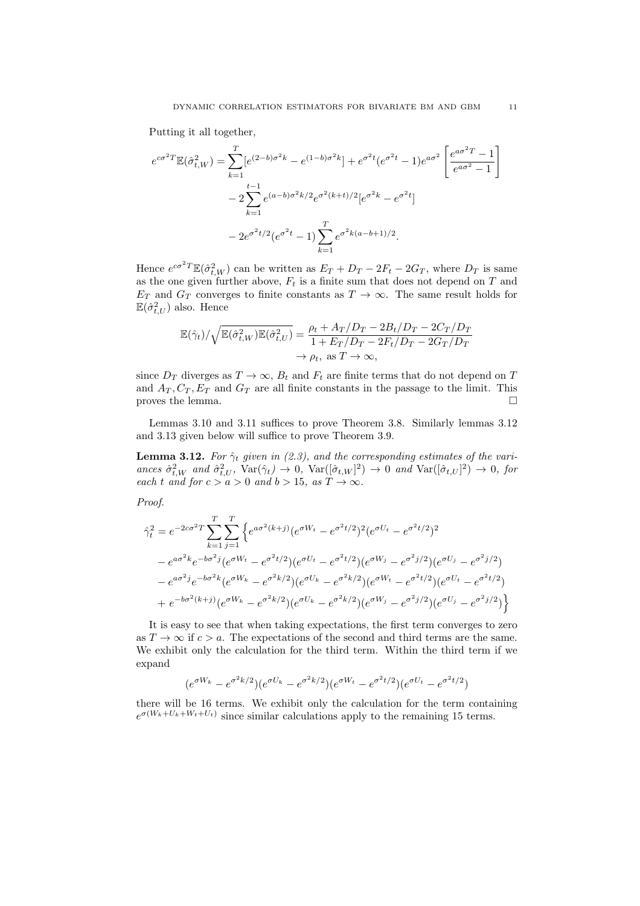Putting it all together,

$$
\begin{aligned}
e^{c\sigma^2 T}\mathbb{E}(\hat{\sigma}^2_{t,W}) &= \sum_{k=1}^{T}[e^{(2-b)\sigma^2 k} - e^{(1-b)\sigma^2 k}] + e^{\sigma^2 t}(e^{\sigma^2 t}-1)e^{a\sigma^2}\left[\frac{e^{a\sigma^2 T}-1}{e^{a\sigma^2}-1}\right] \\
&\quad - 2\sum_{k=1}^{t-1} e^{(a-b)\sigma^2 k/2} e^{\sigma^2(k+t)/2}[e^{\sigma^2 k} - e^{\sigma^2 t}] \\
&\quad - 2e^{\sigma^2 t/2}(e^{\sigma^2 t}-1)\sum_{k=1}^{T} e^{\sigma^2 k(a-b+1)/2}.
\end{aligned}
$$

Hence $e^{c\sigma^2 T}\mathbb{E}(\hat{\sigma}^2_{t,W})$ can be written as $E_T + D_T - 2F_t - 2G_T$, where $D_T$ is same as the one given further above, $F_t$ is a finite sum that does not depend on $T$ and $E_T$ and $G_T$ converges to finite constants as $T \to \infty$. The same result holds for $\mathbb{E}(\hat{\sigma}^2_{t,U})$ also. Hence

$$
\begin{aligned}
\mathbb{E}(\hat{\gamma}_t)/\sqrt{\mathbb{E}(\hat{\sigma}^2_{t,W})\mathbb{E}(\hat{\sigma}^2_{t,U})} &= \frac{\rho_t + A_T/D_T - 2B_t/D_T - 2C_T/D_T}{1 + E_T/D_T - 2F_t/D_T - 2G_T/D_T} \\
&\to \rho_t, \text{ as } T \to \infty,
\end{aligned}
$$

since $D_T$ diverges as $T \to \infty$, $B_t$ and $F_t$ are finite terms that do not depend on $T$ and $A_T, C_T, E_T$ and $G_T$ are all finite constants in the passage to the limit. This proves the lemma. □

Lemmas 3.10 and 3.11 suffices to prove Theorem 3.8. Similarly lemmas 3.12 and 3.13 given below will suffice to prove Theorem 3.9.

**Lemma 3.12.** *For $\hat{\gamma}_t$ given in (2.3), and the corresponding estimates of the variances $\hat{\sigma}^2_{t,W}$ and $\hat{\sigma}^2_{t,U}$, $\mathrm{Var}(\hat{\gamma}_t) \to 0$, $\mathrm{Var}([\hat{\sigma}_{t,W}]^2) \to 0$ and $\mathrm{Var}([\hat{\sigma}_{t,U}]^2) \to 0$, for each $t$ and for $c > a > 0$ and $b > 15$, as $T \to \infty$.*

*Proof.*

$$
\begin{aligned}
\hat{\gamma}_t^2 = e^{-2c\sigma^2 T}\sum_{k=1}^{T}\sum_{j=1}^{T}\Big\{ & e^{a\sigma^2(k+j)}(e^{\sigma W_t} - e^{\sigma^2 t/2})^2(e^{\sigma U_t} - e^{\sigma^2 t/2})^2 \\
& - e^{a\sigma^2 k}e^{-b\sigma^2 j}(e^{\sigma W_t} - e^{\sigma^2 t/2})(e^{\sigma U_t} - e^{\sigma^2 t/2})(e^{\sigma W_j} - e^{\sigma^2 j/2})(e^{\sigma U_j} - e^{\sigma^2 j/2}) \\
& - e^{a\sigma^2 j}e^{-b\sigma^2 k}(e^{\sigma W_k} - e^{\sigma^2 k/2})(e^{\sigma U_k} - e^{\sigma^2 k/2})(e^{\sigma W_t} - e^{\sigma^2 t/2})(e^{\sigma U_t} - e^{\sigma^2 t/2}) \\
& + e^{-b\sigma^2(k+j)}(e^{\sigma W_k} - e^{\sigma^2 k/2})(e^{\sigma U_k} - e^{\sigma^2 k/2})(e^{\sigma W_j} - e^{\sigma^2 j/2})(e^{\sigma U_j} - e^{\sigma^2 j/2})\Big\}
\end{aligned}
$$

It is easy to see that when taking expectations, the first term converges to zero as $T \to \infty$ if $c > a$. The expectations of the second and third terms are the same. We exhibit only the calculation for the third term. Within the third term if we expand

$$
(e^{\sigma W_k} - e^{\sigma^2 k/2})(e^{\sigma U_k} - e^{\sigma^2 k/2})(e^{\sigma W_t} - e^{\sigma^2 t/2})(e^{\sigma U_t} - e^{\sigma^2 t/2})
$$

there will be 16 terms. We exhibit only the calculation for the term containing $e^{\sigma(W_k + U_k + W_t + U_t)}$ since similar calculations apply to the remaining 15 terms.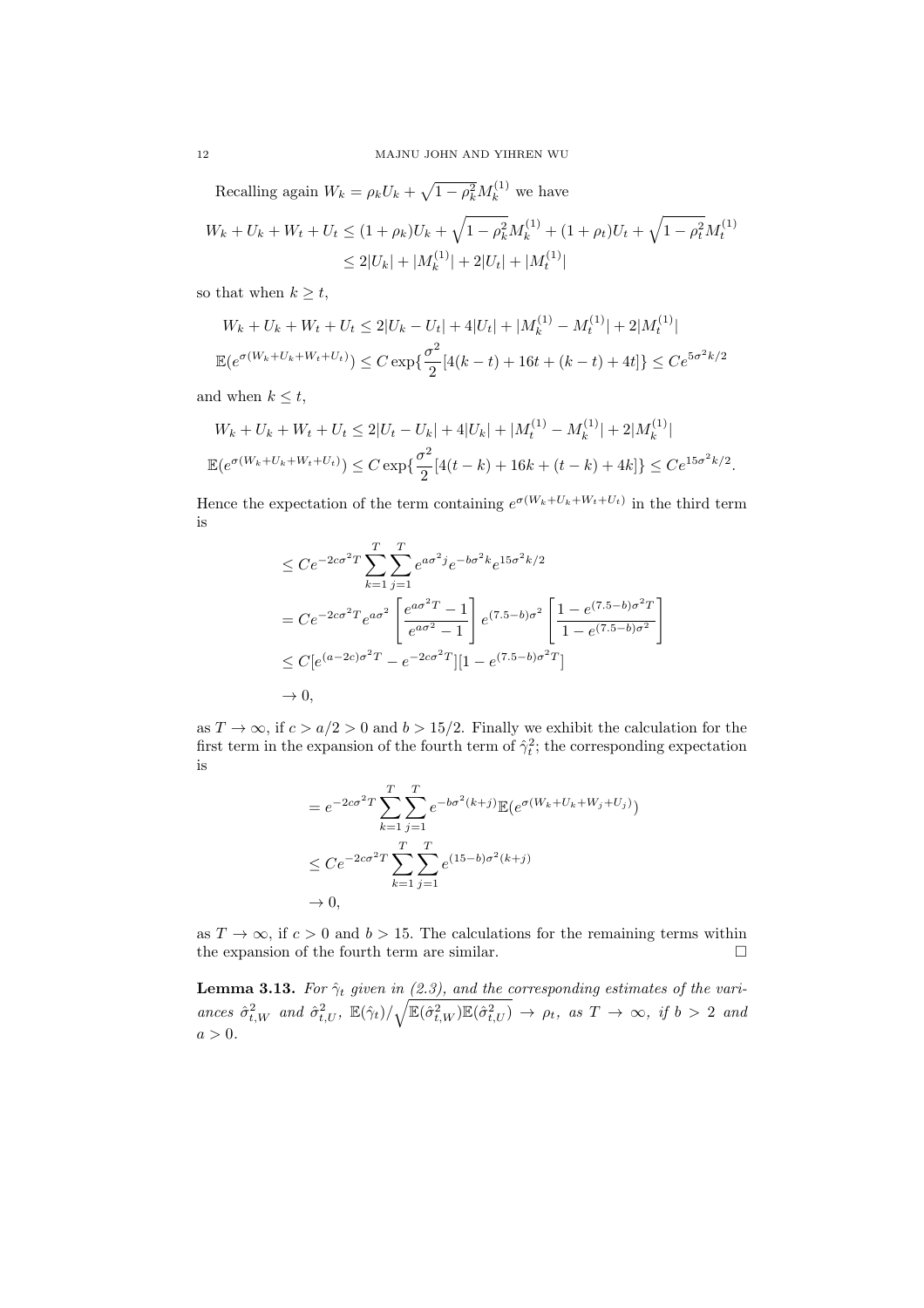Recalling again $W_k = \rho_k U_k + \sqrt{1-\rho_k^2} M_k^{(1)}$ we have

$$W_k + U_k + W_t + U_t \leq (1+\rho_k)U_k + \sqrt{1-\rho_k^2} M_k^{(1)} + (1+\rho_t)U_t + \sqrt{1-\rho_t^2} M_t^{(1)}$$
$$\leq 2|U_k| + |M_k^{(1)}| + 2|U_t| + |M_t^{(1)}|$$

so that when $k \geq t$,

$$W_k + U_k + W_t + U_t \leq 2|U_k - U_t| + 4|U_t| + |M_k^{(1)} - M_t^{(1)}| + 2|M_t^{(1)}|$$

$$\mathbb{E}(e^{\sigma(W_k+U_k+W_t+U_t)}) \leq C\exp\{\frac{\sigma^2}{2}[4(k-t) + 16t + (k-t) + 4t]\} \leq Ce^{5\sigma^2 k/2}$$

and when $k \leq t$,

$$W_k + U_k + W_t + U_t \leq 2|U_t - U_k| + 4|U_k| + |M_t^{(1)} - M_k^{(1)}| + 2|M_k^{(1)}|$$

$$\mathbb{E}(e^{\sigma(W_k+U_k+W_t+U_t)}) \leq C\exp\{\frac{\sigma^2}{2}[4(t-k) + 16k + (t-k) + 4k]\} \leq Ce^{15\sigma^2 k/2}.$$

Hence the expectation of the term containing $e^{\sigma(W_k+U_k+W_t+U_t)}$ in the third term is

$$\leq Ce^{-2c\sigma^2 T} \sum_{k=1}^{T}\sum_{j=1}^{T} e^{a\sigma^2 j} e^{-b\sigma^2 k} e^{15\sigma^2 k/2}$$
$$= Ce^{-2c\sigma^2 T} e^{a\sigma^2} \left[\frac{e^{a\sigma^2 T} - 1}{e^{a\sigma^2} - 1}\right] e^{(7.5-b)\sigma^2} \left[\frac{1 - e^{(7.5-b)\sigma^2 T}}{1 - e^{(7.5-b)\sigma^2}}\right]$$
$$\leq C[e^{(a-2c)\sigma^2 T} - e^{-2c\sigma^2 T}][1 - e^{(7.5-b)\sigma^2 T}]$$
$$\to 0,$$

as $T \to \infty$, if $c > a/2 > 0$ and $b > 15/2$. Finally we exhibit the calculation for the first term in the expansion of the fourth term of $\hat{\gamma}_t^2$; the corresponding expectation is

$$= e^{-2c\sigma^2 T} \sum_{k=1}^{T}\sum_{j=1}^{T} e^{-b\sigma^2(k+j)} \mathbb{E}(e^{\sigma(W_k+U_k+W_j+U_j)})$$
$$\leq Ce^{-2c\sigma^2 T} \sum_{k=1}^{T}\sum_{j=1}^{T} e^{(15-b)\sigma^2(k+j)}$$
$$\to 0,$$

as $T \to \infty$, if $c > 0$ and $b > 15$. The calculations for the remaining terms within the expansion of the fourth term are similar. $\square$

**Lemma 3.13.** *For $\hat{\gamma}_t$ given in (2.3), and the corresponding estimates of the variances $\hat{\sigma}_{t,W}^2$ and $\hat{\sigma}_{t,U}^2$, $\mathbb{E}(\hat{\gamma}_t)/\sqrt{\mathbb{E}(\hat{\sigma}_{t,W}^2)\mathbb{E}(\hat{\sigma}_{t,U}^2)} \to \rho_t$, as $T \to \infty$, if $b > 2$ and $a > 0$.*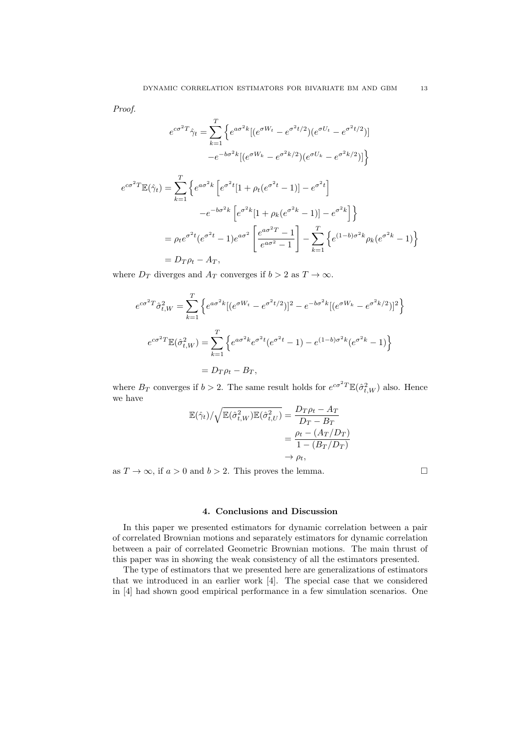*Proof.*

$$e^{c\sigma^2 T}\hat{\gamma}_t = \sum_{k=1}^{T}\Big\{e^{a\sigma^2 k}[(e^{\sigma W_t}-e^{\sigma^2 t/2})(e^{\sigma U_t}-e^{\sigma^2 t/2})] \\ -e^{-b\sigma^2 k}[(e^{\sigma W_k}-e^{\sigma^2 k/2})(e^{\sigma U_k}-e^{\sigma^2 k/2})]\Big\}$$

$$\begin{aligned}
e^{c\sigma^2 T}\mathbb{E}(\hat{\gamma}_t) &= \sum_{k=1}^{T}\Big\{e^{a\sigma^2 k}\Big[e^{\sigma^2 t}[1+\rho_t(e^{\sigma^2 t}-1)]-e^{\sigma^2 t}\Big] \\
&\qquad -e^{-b\sigma^2 k}\Big[e^{\sigma^2 k}[1+\rho_k(e^{\sigma^2 k}-1)]-e^{\sigma^2 k}\Big]\Big\} \\
&= \rho_t e^{\sigma^2 t}(e^{\sigma^2 t}-1)e^{a\sigma^2}\left[\frac{e^{a\sigma^2 T}-1}{e^{a\sigma^2}-1}\right]-\sum_{k=1}^{T}\Big\{e^{(1-b)\sigma^2 k}\rho_k(e^{\sigma^2 k}-1)\Big\} \\
&= D_T\rho_t - A_T,
\end{aligned}$$

where $D_T$ diverges and $A_T$ converges if $b>2$ as $T\to\infty$.

$$e^{c\sigma^2 T}\hat{\sigma}^2_{t,W} = \sum_{k=1}^{T}\Big\{e^{a\sigma^2 k}[(e^{\sigma W_t}-e^{\sigma^2 t/2})]^2 - e^{-b\sigma^2 k}[(e^{\sigma W_k}-e^{\sigma^2 k/2})]^2\Big\}$$

$$\begin{aligned}
e^{c\sigma^2 T}\mathbb{E}(\hat{\sigma}^2_{t,W}) &= \sum_{k=1}^{T}\Big\{e^{a\sigma^2 k}e^{\sigma^2 t}(e^{\sigma^2 t}-1) - e^{(1-b)\sigma^2 k}(e^{\sigma^2 k}-1)\Big\} \\
&= D_T\rho_t - B_T,
\end{aligned}$$

where $B_T$ converges if $b>2$. The same result holds for $e^{c\sigma^2 T}\mathbb{E}(\hat{\sigma}^2_{t,W})$ also. Hence we have

$$\begin{aligned}
\mathbb{E}(\hat{\gamma}_t)\Big/\sqrt{\mathbb{E}(\hat{\sigma}^2_{t,W})\mathbb{E}(\hat{\sigma}^2_{t,U})} &= \frac{D_T\rho_t - A_T}{D_T - B_T} \\
&= \frac{\rho_t - (A_T/D_T)}{1-(B_T/D_T)} \\
&\to \rho_t,
\end{aligned}$$

as $T\to\infty$, if $a>0$ and $b>2$. This proves the lemma. □

## 4. Conclusions and Discussion

In this paper we presented estimators for dynamic correlation between a pair of correlated Brownian motions and separately estimators for dynamic correlation between a pair of correlated Geometric Brownian motions. The main thrust of this paper was in showing the weak consistency of all the estimators presented.

The type of estimators that we presented here are generalizations of estimators that we introduced in an earlier work [4]. The special case that we considered in [4] had shown good empirical performance in a few simulation scenarios. One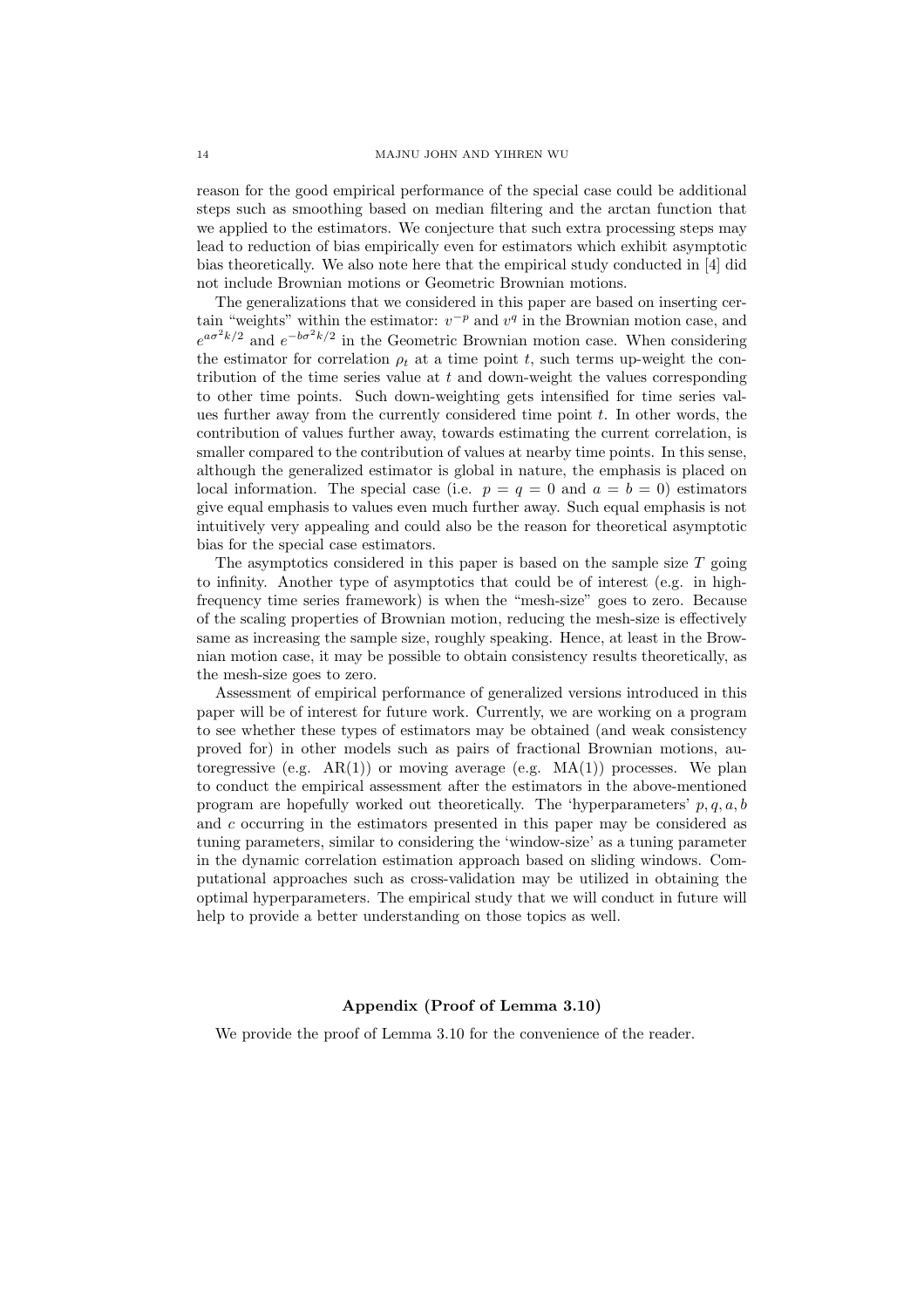reason for the good empirical performance of the special case could be additional steps such as smoothing based on median filtering and the arctan function that we applied to the estimators. We conjecture that such extra processing steps may lead to reduction of bias empirically even for estimators which exhibit asymptotic bias theoretically. We also note here that the empirical study conducted in [4] did not include Brownian motions or Geometric Brownian motions.

The generalizations that we considered in this paper are based on inserting certain "weights" within the estimator: $v^{-p}$ and $v^{q}$ in the Brownian motion case, and $e^{a\sigma^2 k/2}$ and $e^{-b\sigma^2 k/2}$ in the Geometric Brownian motion case. When considering the estimator for correlation $\rho_t$ at a time point $t$, such terms up-weight the contribution of the time series value at $t$ and down-weight the values corresponding to other time points. Such down-weighting gets intensified for time series values further away from the currently considered time point $t$. In other words, the contribution of values further away, towards estimating the current correlation, is smaller compared to the contribution of values at nearby time points. In this sense, although the generalized estimator is global in nature, the emphasis is placed on local information. The special case (i.e. $p = q = 0$ and $a = b = 0$) estimators give equal emphasis to values even much further away. Such equal emphasis is not intuitively very appealing and could also be the reason for theoretical asymptotic bias for the special case estimators.

The asymptotics considered in this paper is based on the sample size $T$ going to infinity. Another type of asymptotics that could be of interest (e.g. in high-frequency time series framework) is when the "mesh-size" goes to zero. Because of the scaling properties of Brownian motion, reducing the mesh-size is effectively same as increasing the sample size, roughly speaking. Hence, at least in the Brownian motion case, it may be possible to obtain consistency results theoretically, as the mesh-size goes to zero.

Assessment of empirical performance of generalized versions introduced in this paper will be of interest for future work. Currently, we are working on a program to see whether these types of estimators may be obtained (and weak consistency proved for) in other models such as pairs of fractional Brownian motions, autoregressive (e.g. AR(1)) or moving average (e.g. MA(1)) processes. We plan to conduct the empirical assessment after the estimators in the above-mentioned program are hopefully worked out theoretically. The 'hyperparameters' $p, q, a, b$ and $c$ occurring in the estimators presented in this paper may be considered as tuning parameters, similar to considering the 'window-size' as a tuning parameter in the dynamic correlation estimation approach based on sliding windows. Computational approaches such as cross-validation may be utilized in obtaining the optimal hyperparameters. The empirical study that we will conduct in future will help to provide a better understanding on those topics as well.

## Appendix (Proof of Lemma 3.10)

We provide the proof of Lemma 3.10 for the convenience of the reader.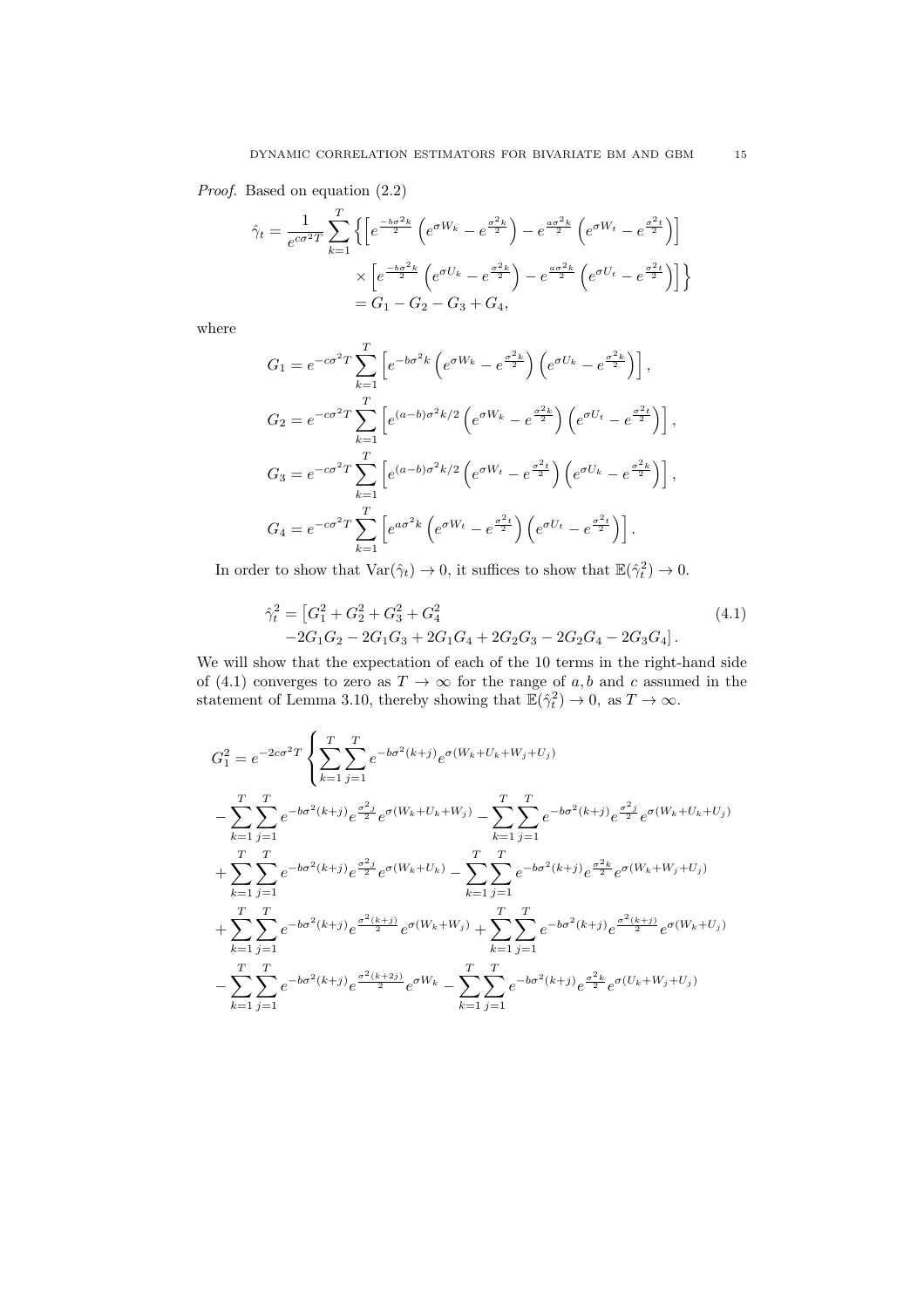*Proof.* Based on equation (2.2)

$$
\begin{aligned}
\hat{\gamma}_t = \frac{1}{e^{c\sigma^2 T}} \sum_{k=1}^{T} \Big\{ \Big[ e^{\frac{-b\sigma^2 k}{2}} \left( e^{\sigma W_k} - e^{\frac{\sigma^2 k}{2}} \right) - e^{\frac{a\sigma^2 k}{2}} \left( e^{\sigma W_t} - e^{\frac{\sigma^2 t}{2}} \right) \Big] \\
\times \Big[ e^{\frac{-b\sigma^2 k}{2}} \left( e^{\sigma U_k} - e^{\frac{\sigma^2 k}{2}} \right) - e^{\frac{a\sigma^2 k}{2}} \left( e^{\sigma U_t} - e^{\frac{\sigma^2 t}{2}} \right) \Big] \Big\} \\
= G_1 - G_2 - G_3 + G_4,
\end{aligned}
$$

where

$$
\begin{aligned}
G_1 &= e^{-c\sigma^2 T} \sum_{k=1}^{T} \left[ e^{-b\sigma^2 k} \left( e^{\sigma W_k} - e^{\frac{\sigma^2 k}{2}} \right) \left( e^{\sigma U_k} - e^{\frac{\sigma^2 k}{2}} \right) \right], \\
G_2 &= e^{-c\sigma^2 T} \sum_{k=1}^{T} \left[ e^{(a-b)\sigma^2 k/2} \left( e^{\sigma W_k} - e^{\frac{\sigma^2 k}{2}} \right) \left( e^{\sigma U_t} - e^{\frac{\sigma^2 t}{2}} \right) \right], \\
G_3 &= e^{-c\sigma^2 T} \sum_{k=1}^{T} \left[ e^{(a-b)\sigma^2 k/2} \left( e^{\sigma W_t} - e^{\frac{\sigma^2 t}{2}} \right) \left( e^{\sigma U_k} - e^{\frac{\sigma^2 k}{2}} \right) \right], \\
G_4 &= e^{-c\sigma^2 T} \sum_{k=1}^{T} \left[ e^{a\sigma^2 k} \left( e^{\sigma W_t} - e^{\frac{\sigma^2 t}{2}} \right) \left( e^{\sigma U_t} - e^{\frac{\sigma^2 t}{2}} \right) \right].
\end{aligned}
$$

In order to show that $\mathrm{Var}(\hat{\gamma}_t) \to 0$, it suffices to show that $\mathbb{E}(\hat{\gamma}_t^2) \to 0$.

$$
\begin{aligned}
\hat{\gamma}_t^2 = \big[ &G_1^2 + G_2^2 + G_3^2 + G_4^2 \\
&-2G_1G_2 - 2G_1G_3 + 2G_1G_4 + 2G_2G_3 - 2G_2G_4 - 2G_3G_4 \big].
\end{aligned} \tag{4.1}
$$

We will show that the expectation of each of the 10 terms in the right-hand side of (4.1) converges to zero as $T \to \infty$ for the range of $a, b$ and $c$ assumed in the statement of Lemma 3.10, thereby showing that $\mathbb{E}(\hat{\gamma}_t^2) \to 0$, as $T \to \infty$.

$$
\begin{aligned}
G_1^2 = e^{-2c\sigma^2 T} \Bigg\{ &\sum_{k=1}^{T} \sum_{j=1}^{T} e^{-b\sigma^2 (k+j)} e^{\sigma(W_k + U_k + W_j + U_j)} \\
&- \sum_{k=1}^{T} \sum_{j=1}^{T} e^{-b\sigma^2 (k+j)} e^{\frac{\sigma^2 j}{2}} e^{\sigma(W_k + U_k + W_j)} - \sum_{k=1}^{T} \sum_{j=1}^{T} e^{-b\sigma^2 (k+j)} e^{\frac{\sigma^2 j}{2}} e^{\sigma(W_k + U_k + U_j)} \\
&+ \sum_{k=1}^{T} \sum_{j=1}^{T} e^{-b\sigma^2 (k+j)} e^{\frac{\sigma^2 j}{2}} e^{\sigma(W_k + U_k)} - \sum_{k=1}^{T} \sum_{j=1}^{T} e^{-b\sigma^2 (k+j)} e^{\frac{\sigma^2 k}{2}} e^{\sigma(W_k + W_j + U_j)} \\
&+ \sum_{k=1}^{T} \sum_{j=1}^{T} e^{-b\sigma^2 (k+j)} e^{\frac{\sigma^2 (k+j)}{2}} e^{\sigma(W_k + W_j)} + \sum_{k=1}^{T} \sum_{j=1}^{T} e^{-b\sigma^2 (k+j)} e^{\frac{\sigma^2 (k+j)}{2}} e^{\sigma(W_k + U_j)} \\
&- \sum_{k=1}^{T} \sum_{j=1}^{T} e^{-b\sigma^2 (k+j)} e^{\frac{\sigma^2 (k+2j)}{2}} e^{\sigma W_k} - \sum_{k=1}^{T} \sum_{j=1}^{T} e^{-b\sigma^2 (k+j)} e^{\frac{\sigma^2 k}{2}} e^{\sigma(U_k + W_j + U_j)}
\end{aligned}
$$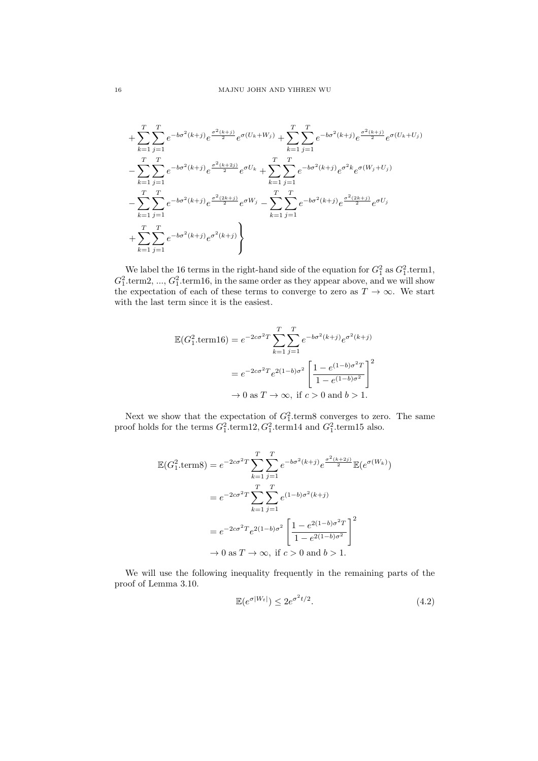$$
\begin{aligned}
&+\sum_{k=1}^{T}\sum_{j=1}^{T} e^{-b\sigma^2(k+j)} e^{\frac{\sigma^2(k+j)}{2}} e^{\sigma(U_k+W_j)} + \sum_{k=1}^{T}\sum_{j=1}^{T} e^{-b\sigma^2(k+j)} e^{\frac{\sigma^2(k+j)}{2}} e^{\sigma(U_k+U_j)} \\
&-\sum_{k=1}^{T}\sum_{j=1}^{T} e^{-b\sigma^2(k+j)} e^{\frac{\sigma^2(k+2j)}{2}} e^{\sigma U_k} + \sum_{k=1}^{T}\sum_{j=1}^{T} e^{-b\sigma^2(k+j)} e^{\sigma^2 k} e^{\sigma(W_j+U_j)} \\
&-\sum_{k=1}^{T}\sum_{j=1}^{T} e^{-b\sigma^2(k+j)} e^{\frac{\sigma^2(2k+j)}{2}} e^{\sigma W_j} - \sum_{k=1}^{T}\sum_{j=1}^{T} e^{-b\sigma^2(k+j)} e^{\frac{\sigma^2(2k+j)}{2}} e^{\sigma U_j} \\
&\left.+\sum_{k=1}^{T}\sum_{j=1}^{T} e^{-b\sigma^2(k+j)} e^{\sigma^2(k+j)} \right\}
\end{aligned}
$$

We label the 16 terms in the right-hand side of the equation for $G_1^2$ as $G_1^2$.term1, $G_1^2$.term2, ..., $G_1^2$.term16, in the same order as they appear above, and we will show the expectation of each of these terms to converge to zero as $T \to \infty$. We start with the last term since it is the easiest.

$$
\begin{aligned}
\mathbb{E}(G_1^2.\text{term16}) &= e^{-2c\sigma^2 T} \sum_{k=1}^{T}\sum_{j=1}^{T} e^{-b\sigma^2(k+j)} e^{\sigma^2(k+j)} \\
&= e^{-2c\sigma^2 T} e^{2(1-b)\sigma^2} \left[\frac{1-e^{(1-b)\sigma^2 T}}{1-e^{(1-b)\sigma^2}}\right]^2 \\
&\to 0 \text{ as } T \to \infty, \text{ if } c>0 \text{ and } b>1.
\end{aligned}
$$

Next we show that the expectation of $G_1^2$.term8 converges to zero. The same proof holds for the terms $G_1^2$.term12, $G_1^2$.term14 and $G_1^2$.term15 also.

$$
\begin{aligned}
\mathbb{E}(G_1^2.\text{term8}) &= e^{-2c\sigma^2 T} \sum_{k=1}^{T}\sum_{j=1}^{T} e^{-b\sigma^2(k+j)} e^{\frac{\sigma^2(k+2j)}{2}} \mathbb{E}(e^{\sigma(W_k)}) \\
&= e^{-2c\sigma^2 T} \sum_{k=1}^{T}\sum_{j=1}^{T} e^{(1-b)\sigma^2(k+j)} \\
&= e^{-2c\sigma^2 T} e^{2(1-b)\sigma^2} \left[\frac{1-e^{2(1-b)\sigma^2 T}}{1-e^{2(1-b)\sigma^2}}\right]^2 \\
&\to 0 \text{ as } T \to \infty, \text{ if } c>0 \text{ and } b>1.
\end{aligned}
$$

We will use the following inequality frequently in the remaining parts of the proof of Lemma 3.10.

$$
\mathbb{E}(e^{\sigma|W_t|}) \le 2e^{\sigma^2 t/2}. \tag{4.2}
$$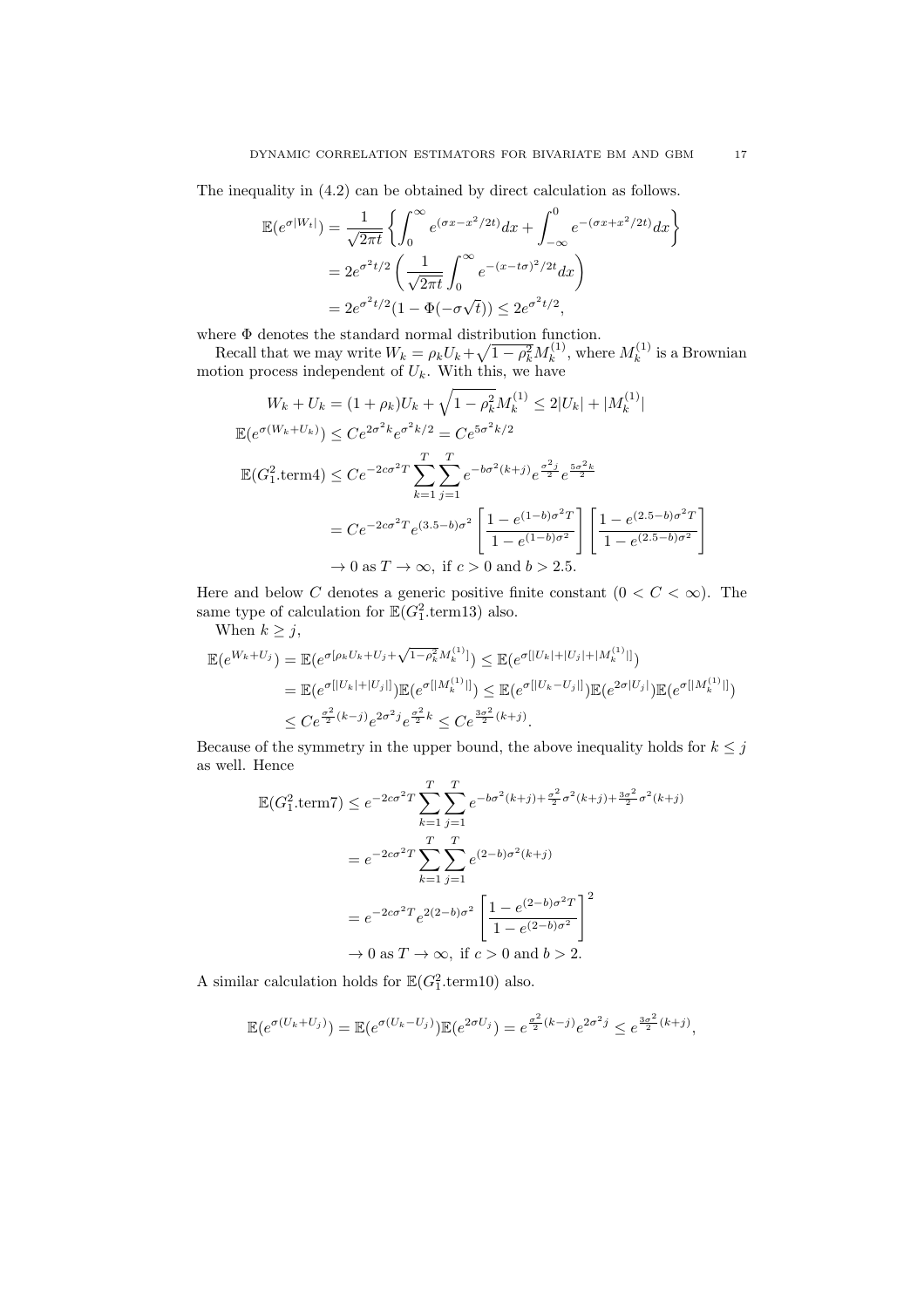The inequality in (4.2) can be obtained by direct calculation as follows.

$$
\begin{aligned}
\mathbb{E}(e^{\sigma|W_t|}) &= \frac{1}{\sqrt{2\pi t}}\left\{\int_0^\infty e^{(\sigma x - x^2/2t)}dx + \int_{-\infty}^0 e^{-(\sigma x + x^2/2t)}dx\right\} \\
&= 2e^{\sigma^2 t/2}\left(\frac{1}{\sqrt{2\pi t}}\int_0^\infty e^{-(x-t\sigma)^2/2t}dx\right) \\
&= 2e^{\sigma^2 t/2}(1-\Phi(-\sigma\sqrt{t})) \le 2e^{\sigma^2 t/2},
\end{aligned}
$$

where $\Phi$ denotes the standard normal distribution function.

Recall that we may write $W_k = \rho_k U_k + \sqrt{1-\rho_k^2}M_k^{(1)}$, where $M_k^{(1)}$ is a Brownian motion process independent of $U_k$. With this, we have

$$
\begin{aligned}
W_k + U_k &= (1+\rho_k)U_k + \sqrt{1-\rho_k^2}M_k^{(1)} \le 2|U_k| + |M_k^{(1)}| \\
\mathbb{E}(e^{\sigma(W_k+U_k)}) &\le Ce^{2\sigma^2 k}e^{\sigma^2 k/2} = Ce^{5\sigma^2 k/2} \\
\mathbb{E}(G_1^2.\text{term4}) &\le Ce^{-2c\sigma^2 T}\sum_{k=1}^{T}\sum_{j=1}^{T} e^{-b\sigma^2(k+j)}e^{\frac{\sigma^2 j}{2}}e^{\frac{5\sigma^2 k}{2}} \\
&= Ce^{-2c\sigma^2 T}e^{(3.5-b)\sigma^2}\left[\frac{1-e^{(1-b)\sigma^2 T}}{1-e^{(1-b)\sigma^2}}\right]\left[\frac{1-e^{(2.5-b)\sigma^2 T}}{1-e^{(2.5-b)\sigma^2}}\right] \\
&\to 0 \text{ as } T\to\infty, \text{ if } c>0 \text{ and } b>2.5.
\end{aligned}
$$

Here and below $C$ denotes a generic positive finite constant ($0 < C < \infty$). The same type of calculation for $\mathbb{E}(G_1^2.\text{term13})$ also.

When $k \ge j$,

$$
\begin{aligned}
\mathbb{E}(e^{W_k+U_j}) &= \mathbb{E}(e^{\sigma[\rho_k U_k + U_j + \sqrt{1-\rho_k^2}M_k^{(1)}]}) \le \mathbb{E}(e^{\sigma[|U_k|+|U_j|+|M_k^{(1)}|]}) \\
&= \mathbb{E}(e^{\sigma[|U_k|+|U_j|]})\mathbb{E}(e^{\sigma[|M_k^{(1)}|]}) \le \mathbb{E}(e^{\sigma[|U_k-U_j|]})\mathbb{E}(e^{2\sigma|U_j|})\mathbb{E}(e^{\sigma[|M_k^{(1)}|]}) \\
&\le Ce^{\frac{\sigma^2}{2}(k-j)}e^{2\sigma^2 j}e^{\frac{\sigma^2}{2}k} \le Ce^{\frac{3\sigma^2}{2}(k+j)}.
\end{aligned}
$$

Because of the symmetry in the upper bound, the above inequality holds for $k \le j$ as well. Hence

$$
\begin{aligned}
\mathbb{E}(G_1^2.\text{term7}) &\le e^{-2c\sigma^2 T}\sum_{k=1}^{T}\sum_{j=1}^{T} e^{-b\sigma^2(k+j)+\frac{\sigma^2}{2}\sigma^2(k+j)+\frac{3\sigma^2}{2}\sigma^2(k+j)} \\
&= e^{-2c\sigma^2 T}\sum_{k=1}^{T}\sum_{j=1}^{T} e^{(2-b)\sigma^2(k+j)} \\
&= e^{-2c\sigma^2 T}e^{2(2-b)\sigma^2}\left[\frac{1-e^{(2-b)\sigma^2 T}}{1-e^{(2-b)\sigma^2}}\right]^2 \\
&\to 0 \text{ as } T\to\infty, \text{ if } c>0 \text{ and } b>2.
\end{aligned}
$$

A similar calculation holds for $\mathbb{E}(G_1^2.\text{term10})$ also.

$$
\mathbb{E}(e^{\sigma(U_k+U_j)}) = \mathbb{E}(e^{\sigma(U_k-U_j)})\mathbb{E}(e^{2\sigma U_j}) = e^{\frac{\sigma^2}{2}(k-j)}e^{2\sigma^2 j} \le e^{\frac{3\sigma^2}{2}(k+j)},
$$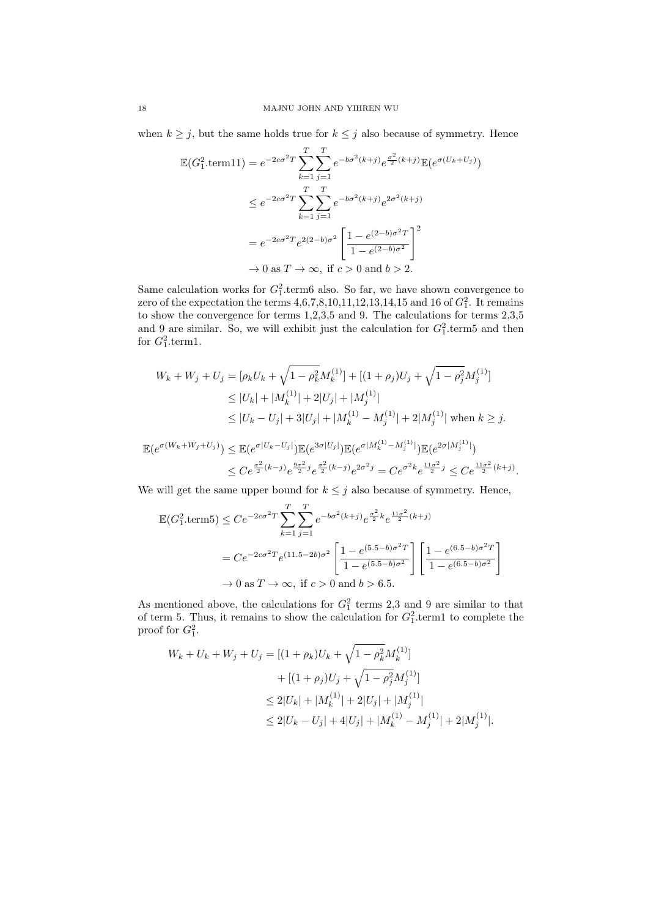when $k \geq j$, but the same holds true for $k \leq j$ also because of symmetry. Hence

$$
\begin{aligned}
\mathbb{E}(G_1^2.\text{term11}) &= e^{-2c\sigma^2 T} \sum_{k=1}^{T} \sum_{j=1}^{T} e^{-b\sigma^2(k+j)} e^{\frac{\sigma^2}{2}(k+j)} \mathbb{E}(e^{\sigma(U_k+U_j)}) \\
&\leq e^{-2c\sigma^2 T} \sum_{k=1}^{T} \sum_{j=1}^{T} e^{-b\sigma^2(k+j)} e^{2\sigma^2(k+j)} \\
&= e^{-2c\sigma^2 T} e^{2(2-b)\sigma^2} \left[ \frac{1-e^{(2-b)\sigma^2 T}}{1-e^{(2-b)\sigma^2}} \right]^2 \\
&\to 0 \text{ as } T \to \infty, \text{ if } c > 0 \text{ and } b > 2.
\end{aligned}
$$

Same calculation works for $G_1^2$.term6 also. So far, we have shown convergence to zero of the expectation the terms 4,6,7,8,10,11,12,13,14,15 and 16 of $G_1^2$. It remains to show the convergence for terms 1,2,3,5 and 9. The calculations for terms 2,3,5 and 9 are similar. So, we will exhibit just the calculation for $G_1^2$.term5 and then for $G_1^2$.term1.

$$
\begin{aligned}
W_k + W_j + U_j &= [\rho_k U_k + \sqrt{1-\rho_k^2} M_k^{(1)}] + [(1+\rho_j) U_j + \sqrt{1-\rho_j^2} M_j^{(1)}] \\
&\leq |U_k| + |M_k^{(1)}| + 2|U_j| + |M_j^{(1)}| \\
&\leq |U_k - U_j| + 3|U_j| + |M_k^{(1)} - M_j^{(1)}| + 2|M_j^{(1)}| \text{ when } k \geq j.
\end{aligned}
$$

$$
\begin{aligned}
\mathbb{E}(e^{\sigma(W_k+W_j+U_j)}) &\leq \mathbb{E}(e^{\sigma|U_k-U_j|}) \mathbb{E}(e^{3\sigma|U_j|}) \mathbb{E}(e^{\sigma|M_k^{(1)}-M_j^{(1)}|}) \mathbb{E}(e^{2\sigma|M_j^{(1)}|}) \\
&\leq C e^{\frac{\sigma^2}{2}(k-j)} e^{\frac{9\sigma^2}{2}j} e^{\frac{\sigma^2}{2}(k-j)} e^{2\sigma^2 j} = C e^{\sigma^2 k} e^{\frac{11\sigma^2}{2}j} \leq C e^{\frac{11\sigma^2}{2}(k+j)}.
\end{aligned}
$$

We will get the same upper bound for $k \leq j$ also because of symmetry. Hence,

$$
\begin{aligned}
\mathbb{E}(G_1^2.\text{term5}) &\leq C e^{-2c\sigma^2 T} \sum_{k=1}^{T} \sum_{j=1}^{T} e^{-b\sigma^2(k+j)} e^{\frac{\sigma^2}{2}k} e^{\frac{11\sigma^2}{2}(k+j)} \\
&= C e^{-2c\sigma^2 T} e^{(11.5-2b)\sigma^2} \left[ \frac{1-e^{(5.5-b)\sigma^2 T}}{1-e^{(5.5-b)\sigma^2}} \right] \left[ \frac{1-e^{(6.5-b)\sigma^2 T}}{1-e^{(6.5-b)\sigma^2}} \right] \\
&\to 0 \text{ as } T \to \infty, \text{ if } c > 0 \text{ and } b > 6.5.
\end{aligned}
$$

As mentioned above, the calculations for $G_1^2$ terms 2,3 and 9 are similar to that of term 5. Thus, it remains to show the calculation for $G_1^2$.term1 to complete the proof for $G_1^2$.

$$
\begin{aligned}
W_k + U_k + W_j + U_j &= [(1+\rho_k) U_k + \sqrt{1-\rho_k^2} M_k^{(1)}] \\
&\quad + [(1+\rho_j) U_j + \sqrt{1-\rho_j^2} M_j^{(1)}] \\
&\leq 2|U_k| + |M_k^{(1)}| + 2|U_j| + |M_j^{(1)}| \\
&\leq 2|U_k - U_j| + 4|U_j| + |M_k^{(1)} - M_j^{(1)}| + 2|M_j^{(1)}|.
\end{aligned}
$$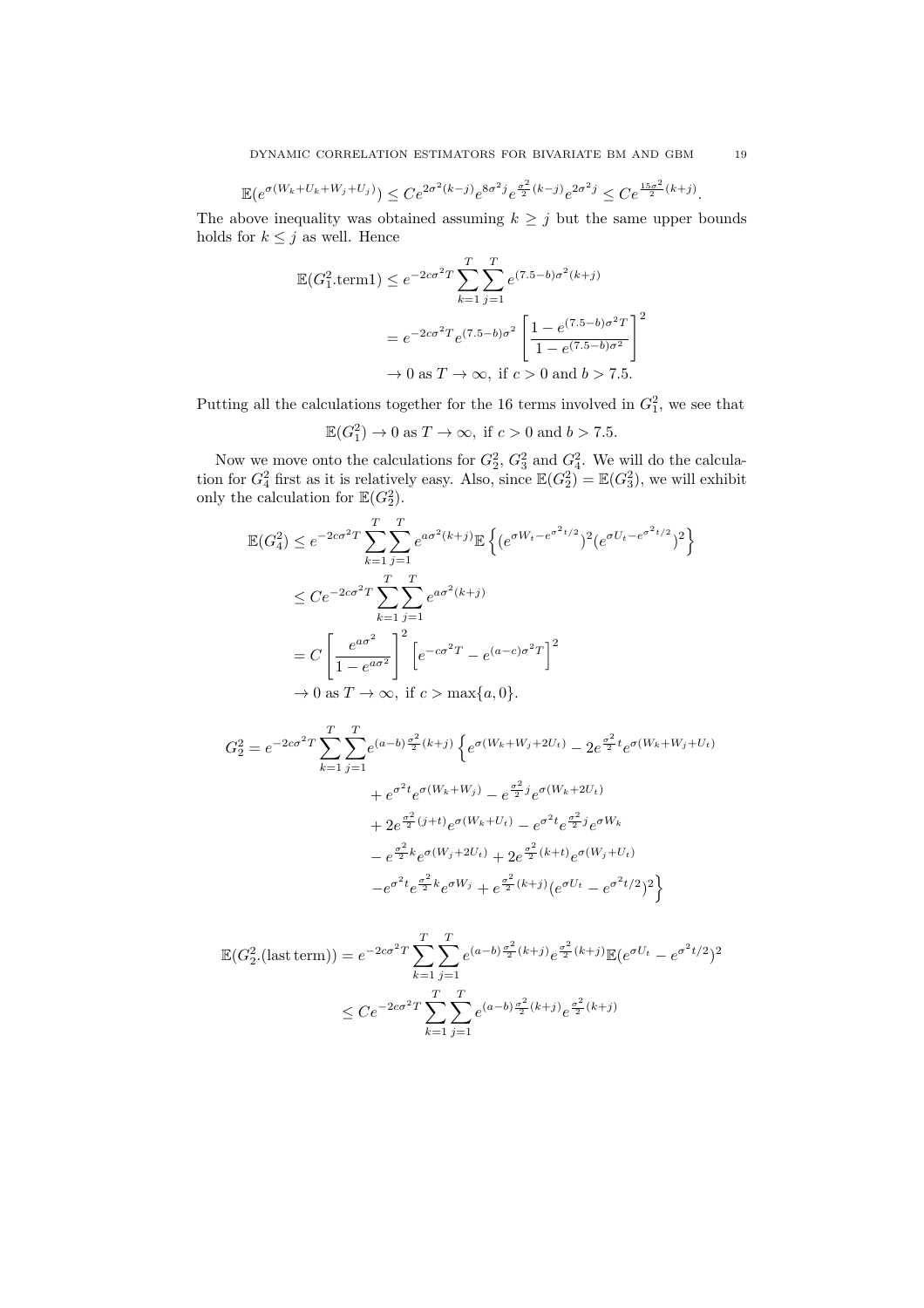$$\mathbb{E}(e^{\sigma(W_k+U_k+W_j+U_j)}) \leq Ce^{2\sigma^2(k-j)}e^{8\sigma^2 j}e^{\frac{\sigma^2}{2}(k-j)}e^{2\sigma^2 j} \leq Ce^{\frac{15\sigma^2}{2}(k+j)}.$$

The above inequality was obtained assuming $k \geq j$ but the same upper bounds holds for $k \leq j$ as well. Hence

$$\begin{aligned}
\mathbb{E}(G_1^2.\text{term1}) &\leq e^{-2c\sigma^2 T}\sum_{k=1}^{T}\sum_{j=1}^{T} e^{(7.5-b)\sigma^2(k+j)} \\
&= e^{-2c\sigma^2 T}e^{(7.5-b)\sigma^2}\left[\frac{1-e^{(7.5-b)\sigma^2 T}}{1-e^{(7.5-b)\sigma^2}}\right]^2 \\
&\to 0 \text{ as } T\to\infty, \text{ if } c>0 \text{ and } b>7.5.
\end{aligned}$$

Putting all the calculations together for the 16 terms involved in $G_1^2$, we see that

$$\mathbb{E}(G_1^2) \to 0 \text{ as } T\to\infty, \text{ if } c>0 \text{ and } b>7.5.$$

Now we move onto the calculations for $G_2^2$, $G_3^2$ and $G_4^2$. We will do the calculation for $G_4^2$ first as it is relatively easy. Also, since $\mathbb{E}(G_2^2) = \mathbb{E}(G_3^2)$, we will exhibit only the calculation for $\mathbb{E}(G_2^2)$.

$$\begin{aligned}
\mathbb{E}(G_4^2) &\leq e^{-2c\sigma^2 T}\sum_{k=1}^{T}\sum_{j=1}^{T} e^{a\sigma^2(k+j)}\mathbb{E}\left\{(e^{\sigma W_t - e^{\sigma^2 t/2}})^2(e^{\sigma U_t - e^{\sigma^2 t/2}})^2\right\} \\
&\leq Ce^{-2c\sigma^2 T}\sum_{k=1}^{T}\sum_{j=1}^{T} e^{a\sigma^2(k+j)} \\
&= C\left[\frac{e^{a\sigma^2}}{1-e^{a\sigma^2}}\right]^2\left[e^{-c\sigma^2 T} - e^{(a-c)\sigma^2 T}\right]^2 \\
&\to 0 \text{ as } T\to\infty, \text{ if } c>\max\{a,0\}.
\end{aligned}$$

$$\begin{aligned}
G_2^2 = e^{-2c\sigma^2 T}\sum_{k=1}^{T}\sum_{j=1}^{T} e^{(a-b)\frac{\sigma^2}{2}(k+j)}\Big\{& e^{\sigma(W_k+W_j+2U_t)} - 2e^{\frac{\sigma^2}{2}t}e^{\sigma(W_k+W_j+U_t)} \\
&+ e^{\sigma^2 t}e^{\sigma(W_k+W_j)} - e^{\frac{\sigma^2}{2}j}e^{\sigma(W_k+2U_t)} \\
&+ 2e^{\frac{\sigma^2}{2}(j+t)}e^{\sigma(W_k+U_t)} - e^{\sigma^2 t}e^{\frac{\sigma^2}{2}j}e^{\sigma W_k} \\
&- e^{\frac{\sigma^2}{2}k}e^{\sigma(W_j+2U_t)} + 2e^{\frac{\sigma^2}{2}(k+t)}e^{\sigma(W_j+U_t)} \\
&- e^{\sigma^2 t}e^{\frac{\sigma^2}{2}k}e^{\sigma W_j} + e^{\frac{\sigma^2}{2}(k+j)}(e^{\sigma U_t} - e^{\sigma^2 t/2})^2\Big\}
\end{aligned}$$

$$\begin{aligned}
\mathbb{E}(G_2^2.(\text{last term})) &= e^{-2c\sigma^2 T}\sum_{k=1}^{T}\sum_{j=1}^{T} e^{(a-b)\frac{\sigma^2}{2}(k+j)}e^{\frac{\sigma^2}{2}(k+j)}\mathbb{E}(e^{\sigma U_t} - e^{\sigma^2 t/2})^2 \\
&\leq Ce^{-2c\sigma^2 T}\sum_{k=1}^{T}\sum_{j=1}^{T} e^{(a-b)\frac{\sigma^2}{2}(k+j)}e^{\frac{\sigma^2}{2}(k+j)}
\end{aligned}$$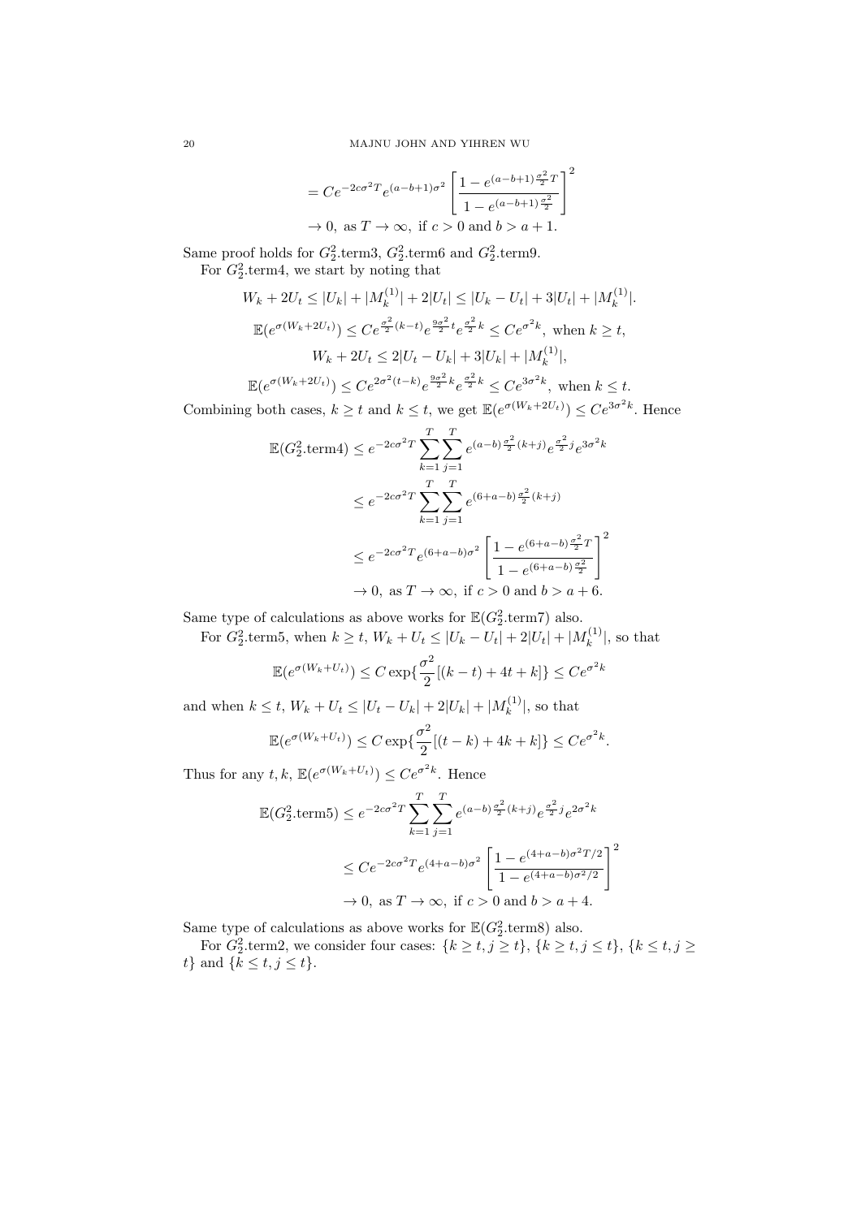$$= Ce^{-2c\sigma^2 T} e^{(a-b+1)\sigma^2} \left[ \frac{1 - e^{(a-b+1)\frac{\sigma^2}{2}T}}{1 - e^{(a-b+1)\frac{\sigma^2}{2}}} \right]^2$$

$$\to 0, \text{ as } T \to \infty, \text{ if } c > 0 \text{ and } b > a+1.$$

Same proof holds for $G_2^2$.term3, $G_2^2$.term6 and $G_2^2$.term9.

For $G_2^2$.term4, we start by noting that

$$W_k + 2U_t \leq |U_k| + |M_k^{(1)}| + 2|U_t| \leq |U_k - U_t| + 3|U_t| + |M_k^{(1)}|.$$

$$\mathbb{E}(e^{\sigma(W_k+2U_t)}) \leq Ce^{\frac{\sigma^2}{2}(k-t)} e^{\frac{9\sigma^2}{2}t} e^{\frac{\sigma^2}{2}k} \leq Ce^{\sigma^2 k}, \text{ when } k \geq t,$$

$$W_k + 2U_t \leq 2|U_t - U_k| + 3|U_k| + |M_k^{(1)}|,$$

$$\mathbb{E}(e^{\sigma(W_k+2U_t)}) \leq Ce^{2\sigma^2(t-k)} e^{\frac{9\sigma^2}{2}k} e^{\frac{\sigma^2}{2}k} \leq Ce^{3\sigma^2 k}, \text{ when } k \leq t.$$

Combining both cases, $k \geq t$ and $k \leq t$, we get $\mathbb{E}(e^{\sigma(W_k+2U_t)}) \leq Ce^{3\sigma^2 k}$. Hence

$$\mathbb{E}(G_2^2.\text{term4}) \leq e^{-2c\sigma^2 T} \sum_{k=1}^{T} \sum_{j=1}^{T} e^{(a-b)\frac{\sigma^2}{2}(k+j)} e^{\frac{\sigma^2}{2}j} e^{3\sigma^2 k}$$

$$\leq e^{-2c\sigma^2 T} \sum_{k=1}^{T} \sum_{j=1}^{T} e^{(6+a-b)\frac{\sigma^2}{2}(k+j)}$$

$$\leq e^{-2c\sigma^2 T} e^{(6+a-b)\sigma^2} \left[ \frac{1 - e^{(6+a-b)\frac{\sigma^2}{2}T}}{1 - e^{(6+a-b)\frac{\sigma^2}{2}}} \right]^2$$

$$\to 0, \text{ as } T \to \infty, \text{ if } c > 0 \text{ and } b > a+6.$$

Same type of calculations as above works for $\mathbb{E}(G_2^2.\text{term7})$ also.

For $G_2^2$.term5, when $k \geq t$, $W_k + U_t \leq |U_k - U_t| + 2|U_t| + |M_k^{(1)}|$, so that

$$\mathbb{E}(e^{\sigma(W_k+U_t)}) \leq C \exp\{\frac{\sigma^2}{2}[(k-t) + 4t + k]\} \leq Ce^{\sigma^2 k}$$

and when $k \leq t$, $W_k + U_t \leq |U_t - U_k| + 2|U_k| + |M_k^{(1)}|$, so that

$$\mathbb{E}(e^{\sigma(W_k+U_t)}) \leq C \exp\{\frac{\sigma^2}{2}[(t-k) + 4k + k]\} \leq Ce^{\sigma^2 k}.$$

Thus for any $t, k$, $\mathbb{E}(e^{\sigma(W_k+U_t)}) \leq Ce^{\sigma^2 k}$. Hence

$$\mathbb{E}(G_2^2.\text{term5}) \leq e^{-2c\sigma^2 T} \sum_{k=1}^{T} \sum_{j=1}^{T} e^{(a-b)\frac{\sigma^2}{2}(k+j)} e^{\frac{\sigma^2}{2}j} e^{2\sigma^2 k}$$

$$\leq Ce^{-2c\sigma^2 T} e^{(4+a-b)\sigma^2} \left[ \frac{1 - e^{(4+a-b)\sigma^2 T/2}}{1 - e^{(4+a-b)\sigma^2/2}} \right]^2$$

$$\to 0, \text{ as } T \to \infty, \text{ if } c > 0 \text{ and } b > a+4.$$

Same type of calculations as above works for $\mathbb{E}(G_2^2.\text{term8})$ also.

For $G_2^2$.term2, we consider four cases: $\{k \geq t, j \geq t\}$, $\{k \geq t, j \leq t\}$, $\{k \leq t, j \geq t\}$ and $\{k \leq t, j \leq t\}$.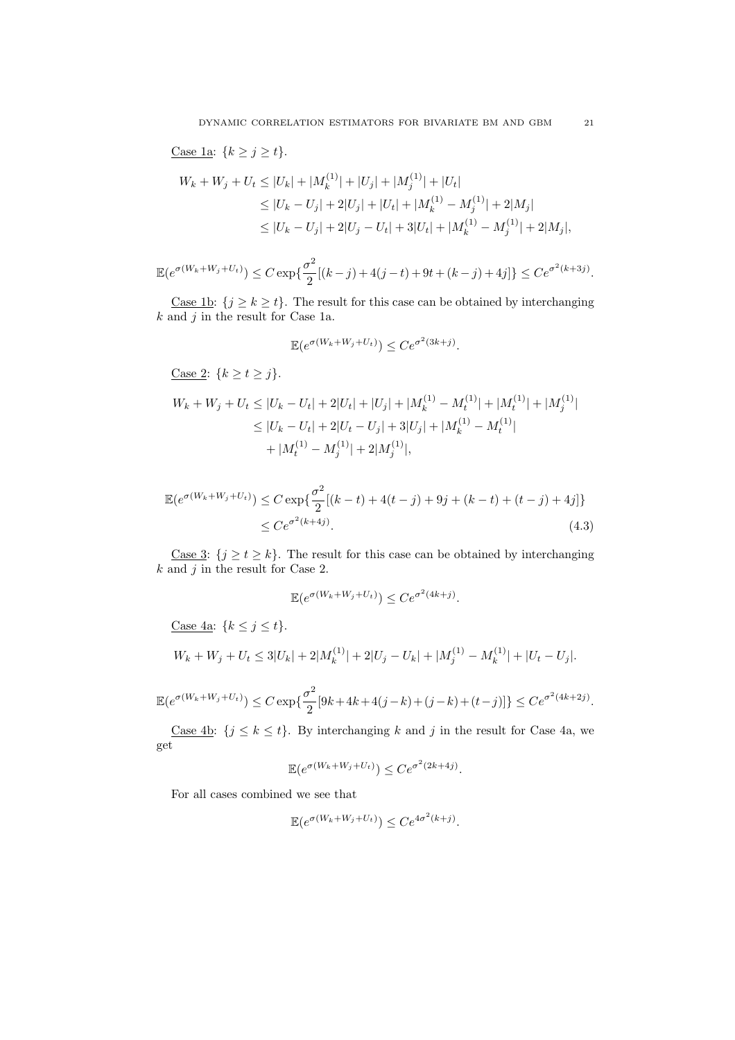<u>Case 1a</u>: $\{k \geq j \geq t\}$.

$$
\begin{aligned}
W_k + W_j + U_t &\leq |U_k| + |M_k^{(1)}| + |U_j| + |M_j^{(1)}| + |U_t| \\
&\leq |U_k - U_j| + 2|U_j| + |U_t| + |M_k^{(1)} - M_j^{(1)}| + 2|M_j| \\
&\leq |U_k - U_j| + 2|U_j - U_t| + 3|U_t| + |M_k^{(1)} - M_j^{(1)}| + 2|M_j|,
\end{aligned}
$$

$$
\mathbb{E}(e^{\sigma(W_k + W_j + U_t)}) \leq C \exp\{\frac{\sigma^2}{2}[(k-j) + 4(j-t) + 9t + (k-j) + 4j]\} \leq C e^{\sigma^2(k+3j)}.
$$

<u>Case 1b</u>: $\{j \geq k \geq t\}$. The result for this case can be obtained by interchanging $k$ and $j$ in the result for Case 1a.

$$
\mathbb{E}(e^{\sigma(W_k + W_j + U_t)}) \leq C e^{\sigma^2(3k+j)}.
$$

<u>Case 2</u>: $\{k \geq t \geq j\}$.

$$
\begin{aligned}
W_k + W_j + U_t &\leq |U_k - U_t| + 2|U_t| + |U_j| + |M_k^{(1)} - M_t^{(1)}| + |M_t^{(1)}| + |M_j^{(1)}| \\
&\leq |U_k - U_t| + 2|U_t - U_j| + 3|U_j| + |M_k^{(1)} - M_t^{(1)}| \\
&\quad + |M_t^{(1)} - M_j^{(1)}| + 2|M_j^{(1)}|,
\end{aligned}
$$

$$
\begin{aligned}
\mathbb{E}(e^{\sigma(W_k + W_j + U_t)}) &\leq C \exp\{\frac{\sigma^2}{2}[(k-t) + 4(t-j) + 9j + (k-t) + (t-j) + 4j]\} \\
&\leq C e^{\sigma^2(k+4j)}. \qquad (4.3)
\end{aligned}
$$

<u>Case 3</u>: $\{j \geq t \geq k\}$. The result for this case can be obtained by interchanging $k$ and $j$ in the result for Case 2.

$$
\mathbb{E}(e^{\sigma(W_k + W_j + U_t)}) \leq C e^{\sigma^2(4k+j)}.
$$

<u>Case 4a</u>: $\{k \leq j \leq t\}$.

$$
W_k + W_j + U_t \leq 3|U_k| + 2|M_k^{(1)}| + 2|U_j - U_k| + |M_j^{(1)} - M_k^{(1)}| + |U_t - U_j|.
$$

$$
\mathbb{E}(e^{\sigma(W_k + W_j + U_t)}) \leq C \exp\{\frac{\sigma^2}{2}[9k + 4k + 4(j-k) + (j-k) + (t-j)]\} \leq C e^{\sigma^2(4k+2j)}.
$$

<u>Case 4b</u>: $\{j \leq k \leq t\}$. By interchanging $k$ and $j$ in the result for Case 4a, we get

$$
\mathbb{E}(e^{\sigma(W_k + W_j + U_t)}) \leq C e^{\sigma^2(2k+4j)}.
$$

For all cases combined we see that

$$
\mathbb{E}(e^{\sigma(W_k + W_j + U_t)}) \leq C e^{4\sigma^2(k+j)}.
$$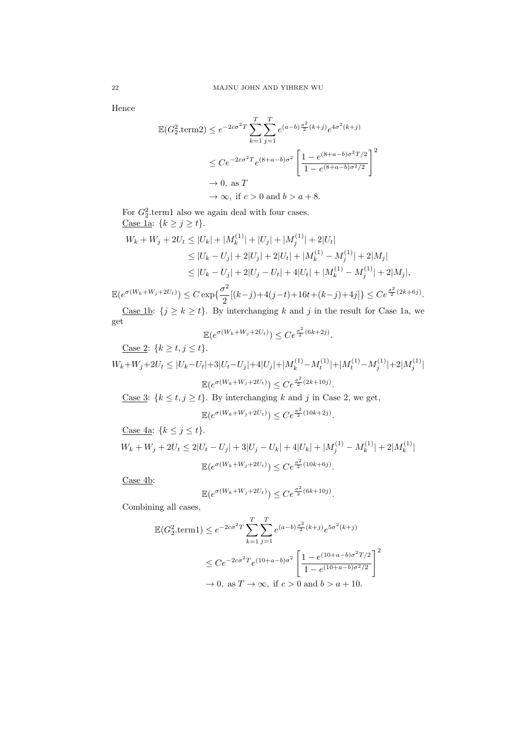Hence

$$
\begin{aligned}
\mathbb{E}(G_2^2.\text{term2}) &\leq e^{-2c\sigma^2 T} \sum_{k=1}^{T} \sum_{j=1}^{T} e^{(a-b)\frac{\sigma^2}{2}(k+j)} e^{4\sigma^2(k+j)} \\
&\leq C e^{-2c\sigma^2 T} e^{(8+a-b)\sigma^2} \left[ \frac{1 - e^{(8+a-b)\sigma^2 T/2}}{1 - e^{(8+a-b)\sigma^2/2}} \right]^2 \\
&\to 0, \text{ as } T \\
&\to \infty, \text{ if } c > 0 \text{ and } b > a + 8.
\end{aligned}
$$

For $G_2^2$.term1 also we again deal with four cases.

Case 1a: $\{k \geq j \geq t\}$.

$$
\begin{aligned}
W_k + W_j + 2U_t &\leq |U_k| + |M_k^{(1)}| + |U_j| + |M_j^{(1)}| + 2|U_t| \\
&\leq |U_k - U_j| + 2|U_j| + 2|U_t| + |M_k^{(1)} - M_j^{(1)}| + 2|M_j| \\
&\leq |U_k - U_j| + 2|U_j - U_t| + 4|U_t| + |M_k^{(1)} - M_j^{(1)}| + 2|M_j|,
\end{aligned}
$$

$$
\mathbb{E}(e^{\sigma(W_k + W_j + 2U_t)}) \leq C \exp\{\frac{\sigma^2}{2}[(k-j) + 4(j-t) + 16t + (k-j) + 4j]\} \leq C e^{\frac{\sigma^2}{2}(2k+6j)}.
$$

Case 1b: $\{j \geq k \geq t\}$. By interchanging $k$ and $j$ in the result for Case 1a, we get

$$
\mathbb{E}(e^{\sigma(W_k + W_j + 2U_t)}) \leq C e^{\frac{\sigma^2}{2}(6k+2j)}.
$$

Case 2: $\{k \geq t, j \leq t\}$.

$$
W_k + W_j + 2U_t \leq |U_k - U_t| + 3|U_t - U_j| + 4|U_j| + |M_k^{(1)} - M_t^{(1)}| + |M_t^{(1)} - M_j^{(1)}| + 2|M_j^{(1)}|
$$

$$
\mathbb{E}(e^{\sigma(W_k + W_j + 2U_t)}) \leq C e^{\frac{\sigma^2}{2}(2k+10j)}.
$$

Case 3: $\{k \leq t, j \geq t\}$. By interchanging $k$ and $j$ in Case 2, we get,

$$
\mathbb{E}(e^{\sigma(W_k + W_j + 2U_t)}) \leq C e^{\frac{\sigma^2}{2}(10k+2j)}.
$$

Case 4a: $\{k \leq j \leq t\}$.

$$
W_k + W_j + 2U_t \leq 2|U_t - U_j| + 3|U_j - U_k| + 4|U_k| + |M_j^{(1)} - M_k^{(1)}| + 2|M_k^{(1)}|
$$

$$
\mathbb{E}(e^{\sigma(W_k + W_j + 2U_t)}) \leq C e^{\frac{\sigma^2}{2}(10k+6j)}.
$$

Case 4b:

$$
\mathbb{E}(e^{\sigma(W_k + W_j + 2U_t)}) \leq C e^{\frac{\sigma^2}{2}(6k+10j)}.
$$

Combining all cases,

$$
\begin{aligned}
\mathbb{E}(G_2^2.\text{term1}) &\leq e^{-2c\sigma^2 T} \sum_{k=1}^{T} \sum_{j=1}^{T} e^{(a-b)\frac{\sigma^2}{2}(k+j)} e^{5\sigma^2(k+j)} \\
&\leq C e^{-2c\sigma^2 T} e^{(10+a-b)\sigma^2} \left[ \frac{1 - e^{(10+a-b)\sigma^2 T/2}}{1 - e^{(10+a-b)\sigma^2/2}} \right]^2 \\
&\to 0, \text{ as } T \to \infty, \text{ if } c > 0 \text{ and } b > a + 10.
\end{aligned}
$$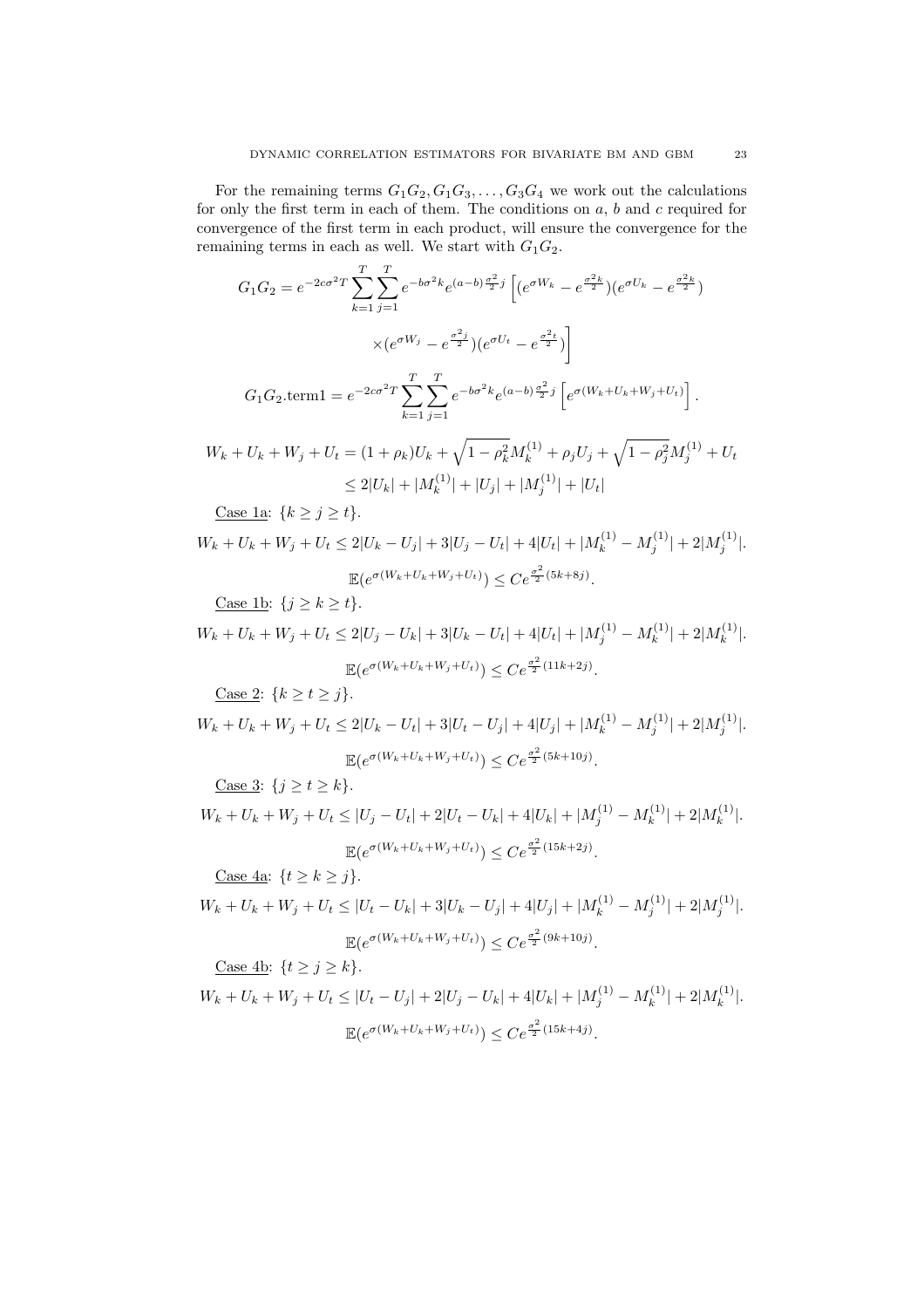For the remaining terms $G_1G_2, G_1G_3, \ldots, G_3G_4$ we work out the calculations for only the first term in each of them. The conditions on $a$, $b$ and $c$ required for convergence of the first term in each product, will ensure the convergence for the remaining terms in each as well. We start with $G_1G_2$.

$$G_1G_2 = e^{-2c\sigma^2 T} \sum_{k=1}^{T} \sum_{j=1}^{T} e^{-b\sigma^2 k} e^{(a-b)\frac{\sigma^2}{2}j} \Big[ (e^{\sigma W_k} - e^{\frac{\sigma^2 k}{2}})(e^{\sigma U_k} - e^{\frac{\sigma^2 k}{2}})$$

$$\times (e^{\sigma W_j} - e^{\frac{\sigma^2 j}{2}})(e^{\sigma U_t} - e^{\frac{\sigma^2 t}{2}}) \Big]$$

$$G_1G_2.\text{term1} = e^{-2c\sigma^2 T} \sum_{k=1}^{T} \sum_{j=1}^{T} e^{-b\sigma^2 k} e^{(a-b)\frac{\sigma^2}{2}j} \left[ e^{\sigma(W_k + U_k + W_j + U_t)} \right].$$

$$\begin{aligned}
W_k + U_k + W_j + U_t &= (1+\rho_k)U_k + \sqrt{1-\rho_k^2} M_k^{(1)} + \rho_j U_j + \sqrt{1-\rho_j^2} M_j^{(1)} + U_t \\
&\le 2|U_k| + |M_k^{(1)}| + |U_j| + |M_j^{(1)}| + |U_t|
\end{aligned}$$

Case 1a: $\{k \ge j \ge t\}$.

$$W_k + U_k + W_j + U_t \le 2|U_k - U_j| + 3|U_j - U_t| + 4|U_t| + |M_k^{(1)} - M_j^{(1)}| + 2|M_j^{(1)}|.$$

$$\mathbb{E}(e^{\sigma(W_k + U_k + W_j + U_t)}) \le C e^{\frac{\sigma^2}{2}(5k + 8j)}.$$

Case 1b: $\{j \ge k \ge t\}$.

$$W_k + U_k + W_j + U_t \le 2|U_j - U_k| + 3|U_k - U_t| + 4|U_t| + |M_j^{(1)} - M_k^{(1)}| + 2|M_k^{(1)}|.$$

$$\mathbb{E}(e^{\sigma(W_k + U_k + W_j + U_t)}) \le C e^{\frac{\sigma^2}{2}(11k + 2j)}.$$

Case 2: $\{k \ge t \ge j\}$.

$$W_k + U_k + W_j + U_t \le 2|U_k - U_t| + 3|U_t - U_j| + 4|U_j| + |M_k^{(1)} - M_j^{(1)}| + 2|M_j^{(1)}|.$$

$$\mathbb{E}(e^{\sigma(W_k + U_k + W_j + U_t)}) \le C e^{\frac{\sigma^2}{2}(5k + 10j)}.$$

Case 3: $\{j \ge t \ge k\}$.

$$W_k + U_k + W_j + U_t \le |U_j - U_t| + 2|U_t - U_k| + 4|U_k| + |M_j^{(1)} - M_k^{(1)}| + 2|M_k^{(1)}|.$$

$$\mathbb{E}(e^{\sigma(W_k + U_k + W_j + U_t)}) \le C e^{\frac{\sigma^2}{2}(15k + 2j)}.$$

Case 4a: $\{t \ge k \ge j\}$.

$$W_k + U_k + W_j + U_t \le |U_t - U_k| + 3|U_k - U_j| + 4|U_j| + |M_k^{(1)} - M_j^{(1)}| + 2|M_j^{(1)}|.$$

$$\mathbb{E}(e^{\sigma(W_k + U_k + W_j + U_t)}) \le C e^{\frac{\sigma^2}{2}(9k + 10j)}.$$

Case 4b: $\{t \ge j \ge k\}$.

$$W_k + U_k + W_j + U_t \le |U_t - U_j| + 2|U_j - U_k| + 4|U_k| + |M_j^{(1)} - M_k^{(1)}| + 2|M_k^{(1)}|.$$

$$\mathbb{E}(e^{\sigma(W_k + U_k + W_j + U_t)}) \le C e^{\frac{\sigma^2}{2}(15k + 4j)}.$$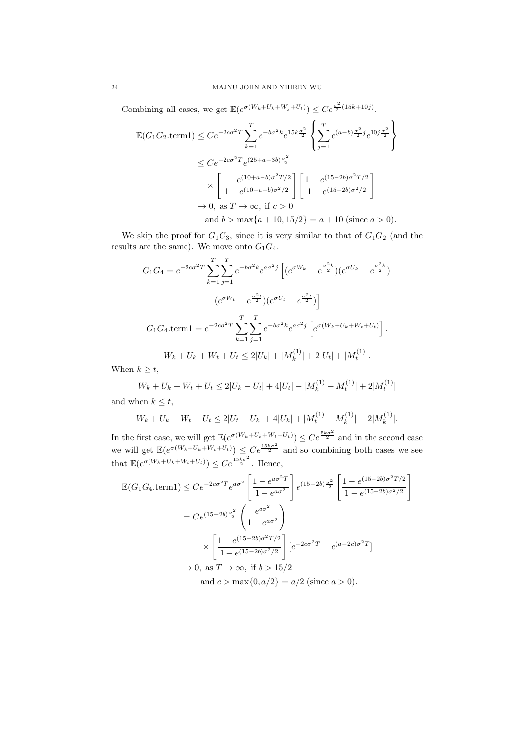Combining all cases, we get $\mathbb{E}(e^{\sigma(W_k+U_k+W_j+U_t)}) \leq Ce^{\frac{\sigma^2}{2}(15k+10j)}$.

$$
\begin{aligned}
\mathbb{E}(G_1G_2.\text{term1}) &\leq Ce^{-2c\sigma^2 T}\sum_{k=1}^{T} e^{-b\sigma^2 k} e^{15k\frac{\sigma^2}{2}} \left\{ \sum_{j=1}^{T} e^{(a-b)\frac{\sigma^2}{2}j} e^{10j\frac{\sigma^2}{2}} \right\} \\
&\leq Ce^{-2c\sigma^2 T} e^{(25+a-3b)\frac{\sigma^2}{2}} \\
&\quad \times \left[\frac{1-e^{(10+a-b)\sigma^2 T/2}}{1-e^{(10+a-b)\sigma^2/2}}\right] \left[\frac{1-e^{(15-2b)\sigma^2 T/2}}{1-e^{(15-2b)\sigma^2/2}}\right] \\
&\to 0, \text{ as } T \to \infty, \text{ if } c > 0 \\
&\quad \text{and } b > \max\{a+10, 15/2\} = a+10 \text{ (since } a > 0).
\end{aligned}
$$

We skip the proof for $G_1G_3$, since it is very similar to that of $G_1G_2$ (and the results are the same). We move onto $G_1G_4$.

$$
\begin{aligned}
G_1G_4 = e^{-2c\sigma^2 T}\sum_{k=1}^{T}\sum_{j=1}^{T} e^{-b\sigma^2 k} e^{a\sigma^2 j} \Big[ &(e^{\sigma W_k} - e^{\frac{\sigma^2 k}{2}})(e^{\sigma U_k} - e^{\frac{\sigma^2 k}{2}}) \\
&(e^{\sigma W_t} - e^{\frac{\sigma^2 t}{2}})(e^{\sigma U_t} - e^{\frac{\sigma^2 t}{2}}) \Big]
\end{aligned}
$$

$$
G_1G_4.\text{term1} = e^{-2c\sigma^2 T}\sum_{k=1}^{T}\sum_{j=1}^{T} e^{-b\sigma^2 k} e^{a\sigma^2 j} \left[ e^{\sigma(W_k+U_k+W_t+U_t)} \right].
$$

$$
W_k + U_k + W_t + U_t \leq 2|U_k| + |M_k^{(1)}| + 2|U_t| + |M_t^{(1)}|.
$$

When $k \geq t$,

$$
W_k + U_k + W_t + U_t \leq 2|U_k - U_t| + 4|U_t| + |M_k^{(1)} - M_t^{(1)}| + 2|M_t^{(1)}|
$$

and when $k \leq t$,

$$
W_k + U_k + W_t + U_t \leq 2|U_t - U_k| + 4|U_k| + |M_t^{(1)} - M_k^{(1)}| + 2|M_k^{(1)}|.
$$

In the first case, we will get $\mathbb{E}(e^{\sigma(W_k+U_k+W_t+U_t)}) \leq Ce^{\frac{5k\sigma^2}{2}}$ and in the second case we will get $\mathbb{E}(e^{\sigma(W_k+U_k+W_t+U_t)}) \leq Ce^{\frac{15k\sigma^2}{2}}$ and so combining both cases we see that $\mathbb{E}(e^{\sigma(W_k+U_k+W_t+U_t)}) \leq Ce^{\frac{15k\sigma^2}{2}}$. Hence,

$$
\begin{aligned}
\mathbb{E}(G_1G_4.\text{term1}) &\leq Ce^{-2c\sigma^2 T} e^{a\sigma^2} \left[\frac{1-e^{a\sigma^2 T}}{1-e^{a\sigma^2}}\right] e^{(15-2b)\frac{\sigma^2}{2}} \left[\frac{1-e^{(15-2b)\sigma^2 T/2}}{1-e^{(15-2b)\sigma^2/2}}\right] \\
&= Ce^{(15-2b)\frac{\sigma^2}{2}} \left(\frac{e^{a\sigma^2}}{1-e^{a\sigma^2}}\right) \\
&\quad \times \left[\frac{1-e^{(15-2b)\sigma^2 T/2}}{1-e^{(15-2b)\sigma^2/2}}\right] [e^{-2c\sigma^2 T} - e^{(a-2c)\sigma^2 T}] \\
&\to 0, \text{ as } T \to \infty, \text{ if } b > 15/2 \\
&\quad \text{and } c > \max\{0, a/2\} = a/2 \text{ (since } a > 0).
\end{aligned}
$$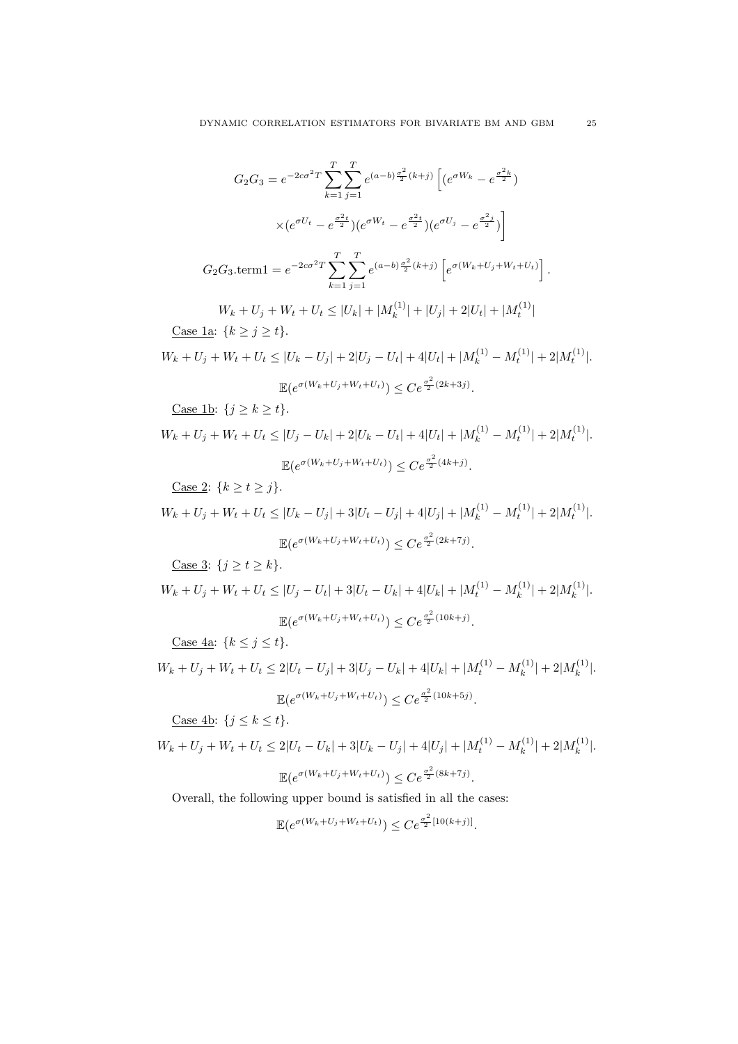$$G_2G_3 = e^{-2c\sigma^2 T}\sum_{k=1}^{T}\sum_{j=1}^{T} e^{(a-b)\frac{\sigma^2}{2}(k+j)}\Big[(e^{\sigma W_k} - e^{\frac{\sigma^2 k}{2}})$$

$$\times(e^{\sigma U_t} - e^{\frac{\sigma^2 t}{2}})(e^{\sigma W_t} - e^{\frac{\sigma^2 t}{2}})(e^{\sigma U_j} - e^{\frac{\sigma^2 j}{2}})\Big]$$

$$G_2G_3.\text{term1} = e^{-2c\sigma^2 T}\sum_{k=1}^{T}\sum_{j=1}^{T} e^{(a-b)\frac{\sigma^2}{2}(k+j)}\left[e^{\sigma(W_k+U_j+W_t+U_t)}\right].$$

$$W_k + U_j + W_t + U_t \le |U_k| + |M_k^{(1)}| + |U_j| + 2|U_t| + |M_t^{(1)}|$$

Case 1a: $\{k \ge j \ge t\}$.

$$W_k + U_j + W_t + U_t \le |U_k - U_j| + 2|U_j - U_t| + 4|U_t| + |M_k^{(1)} - M_t^{(1)}| + 2|M_t^{(1)}|.$$

$$\mathbb{E}(e^{\sigma(W_k+U_j+W_t+U_t)}) \le Ce^{\frac{\sigma^2}{2}(2k+3j)}.$$

Case 1b: $\{j \ge k \ge t\}$.

$$W_k + U_j + W_t + U_t \le |U_j - U_k| + 2|U_k - U_t| + 4|U_t| + |M_k^{(1)} - M_t^{(1)}| + 2|M_t^{(1)}|.$$

$$\mathbb{E}(e^{\sigma(W_k+U_j+W_t+U_t)}) \le Ce^{\frac{\sigma^2}{2}(4k+j)}.$$

Case 2: $\{k \ge t \ge j\}$.

$$W_k + U_j + W_t + U_t \le |U_k - U_j| + 3|U_t - U_j| + 4|U_j| + |M_k^{(1)} - M_t^{(1)}| + 2|M_t^{(1)}|.$$

$$\mathbb{E}(e^{\sigma(W_k+U_j+W_t+U_t)}) \le Ce^{\frac{\sigma^2}{2}(2k+7j)}.$$

Case 3: $\{j \ge t \ge k\}$.

$$W_k + U_j + W_t + U_t \le |U_j - U_t| + 3|U_t - U_k| + 4|U_k| + |M_t^{(1)} - M_k^{(1)}| + 2|M_k^{(1)}|.$$

$$\mathbb{E}(e^{\sigma(W_k+U_j+W_t+U_t)}) \le Ce^{\frac{\sigma^2}{2}(10k+j)}.$$

Case 4a: $\{k \le j \le t\}$.

$$W_k + U_j + W_t + U_t \le 2|U_t - U_j| + 3|U_j - U_k| + 4|U_k| + |M_t^{(1)} - M_k^{(1)}| + 2|M_k^{(1)}|.$$

$$\mathbb{E}(e^{\sigma(W_k+U_j+W_t+U_t)}) \le Ce^{\frac{\sigma^2}{2}(10k+5j)}.$$

Case 4b: $\{j \le k \le t\}$.

$$W_k + U_j + W_t + U_t \le 2|U_t - U_k| + 3|U_k - U_j| + 4|U_j| + |M_t^{(1)} - M_k^{(1)}| + 2|M_k^{(1)}|.$$

$$\mathbb{E}(e^{\sigma(W_k+U_j+W_t+U_t)}) \le Ce^{\frac{\sigma^2}{2}(8k+7j)}.$$

Overall, the following upper bound is satisfied in all the cases:

$$\mathbb{E}(e^{\sigma(W_k+U_j+W_t+U_t)}) \le Ce^{\frac{\sigma^2}{2}[10(k+j)]}.$$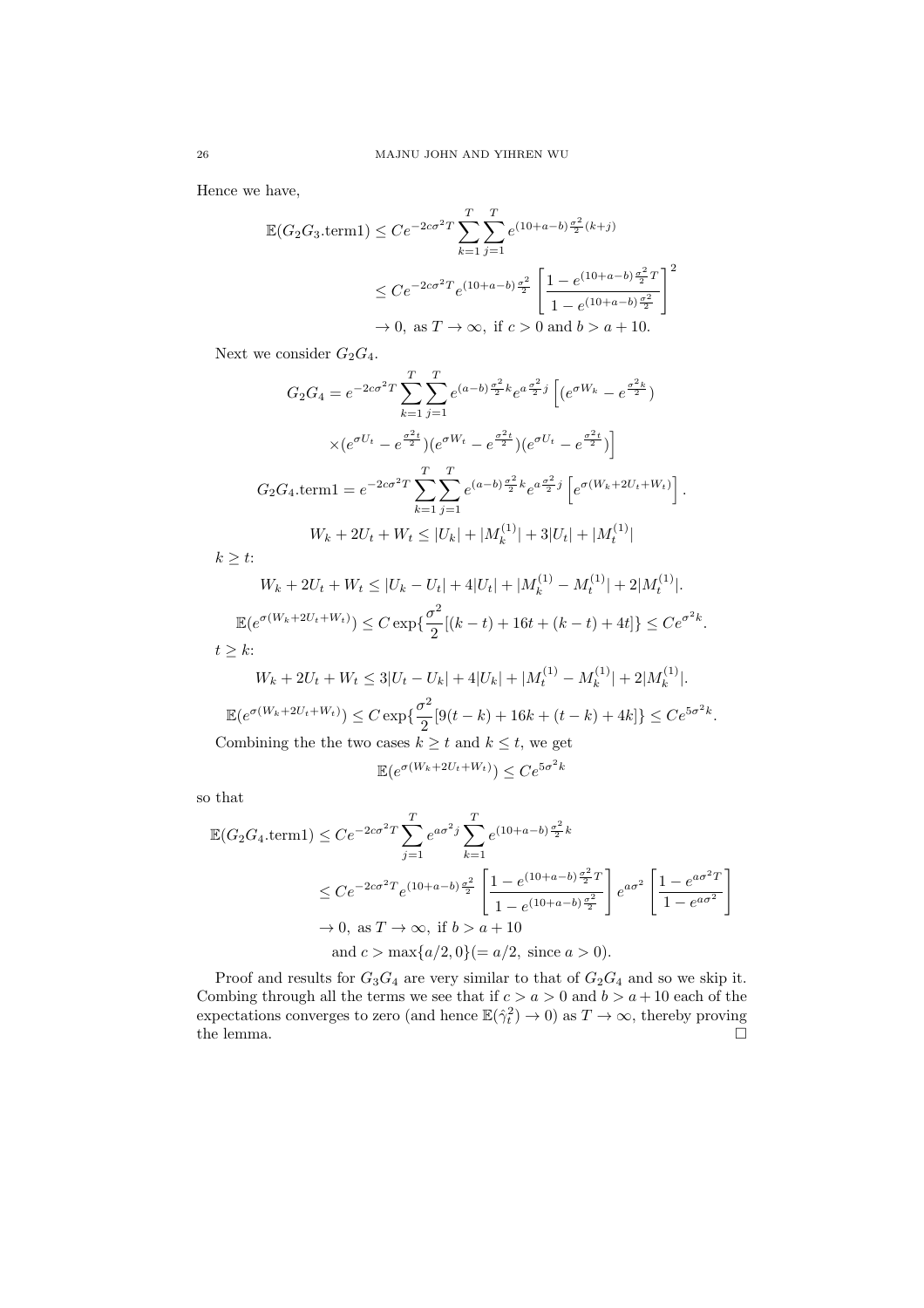Hence we have,

$$
\begin{aligned}
\mathbb{E}(G_2G_3.\text{term1}) &\leq Ce^{-2c\sigma^2 T}\sum_{k=1}^{T}\sum_{j=1}^{T} e^{(10+a-b)\frac{\sigma^2}{2}(k+j)} \\
&\leq Ce^{-2c\sigma^2 T} e^{(10+a-b)\frac{\sigma^2}{2}} \left[\frac{1-e^{(10+a-b)\frac{\sigma^2}{2}T}}{1-e^{(10+a-b)\frac{\sigma^2}{2}}}\right]^2 \\
&\to 0, \text{ as } T\to\infty, \text{ if } c>0 \text{ and } b>a+10.
\end{aligned}
$$

Next we consider $G_2G_4$.

$$
\begin{aligned}
G_2G_4 &= e^{-2c\sigma^2 T}\sum_{k=1}^{T}\sum_{j=1}^{T} e^{(a-b)\frac{\sigma^2}{2}k} e^{a\frac{\sigma^2}{2}j}\Big[(e^{\sigma W_k}-e^{\frac{\sigma^2 k}{2}}) \\
&\quad \times (e^{\sigma U_t}-e^{\frac{\sigma^2 t}{2}})(e^{\sigma W_t}-e^{\frac{\sigma^2 t}{2}})(e^{\sigma U_t}-e^{\frac{\sigma^2 t}{2}})\Big] \\
G_2G_4.\text{term1} &= e^{-2c\sigma^2 T}\sum_{k=1}^{T}\sum_{j=1}^{T} e^{(a-b)\frac{\sigma^2}{2}k} e^{a\frac{\sigma^2}{2}j}\left[e^{\sigma(W_k+2U_t+W_t)}\right].
\end{aligned}
$$

$$
W_k + 2U_t + W_t \leq |U_k| + |M_k^{(1)}| + 3|U_t| + |M_t^{(1)}|
$$

$k \geq t$:

$$
W_k + 2U_t + W_t \leq |U_k - U_t| + 4|U_t| + |M_k^{(1)} - M_t^{(1)}| + 2|M_t^{(1)}|.
$$

$$
\mathbb{E}(e^{\sigma(W_k+2U_t+W_t)}) \leq C\exp\{\frac{\sigma^2}{2}[(k-t)+16t+(k-t)+4t]\} \leq Ce^{\sigma^2 k}.
$$

$t \geq k$:

$$
W_k + 2U_t + W_t \leq 3|U_t - U_k| + 4|U_k| + |M_t^{(1)} - M_k^{(1)}| + 2|M_k^{(1)}|.
$$

$$
\mathbb{E}(e^{\sigma(W_k+2U_t+W_t)}) \leq C\exp\{\frac{\sigma^2}{2}[9(t-k)+16k+(t-k)+4k]\} \leq Ce^{5\sigma^2 k}.
$$

Combining the the two cases $k \geq t$ and $k \leq t$, we get

$$
\mathbb{E}(e^{\sigma(W_k+2U_t+W_t)}) \leq Ce^{5\sigma^2 k}
$$

so that

$$
\begin{aligned}
\mathbb{E}(G_2G_4.\text{term1}) &\leq Ce^{-2c\sigma^2 T}\sum_{j=1}^{T} e^{a\sigma^2 j}\sum_{k=1}^{T} e^{(10+a-b)\frac{\sigma^2}{2}k} \\
&\leq Ce^{-2c\sigma^2 T} e^{(10+a-b)\frac{\sigma^2}{2}}\left[\frac{1-e^{(10+a-b)\frac{\sigma^2}{2}T}}{1-e^{(10+a-b)\frac{\sigma^2}{2}}}\right] e^{a\sigma^2}\left[\frac{1-e^{a\sigma^2 T}}{1-e^{a\sigma^2}}\right] \\
&\to 0, \text{ as } T\to\infty, \text{ if } b>a+10 \\
&\quad \text{and } c>\max\{a/2,0\}(=a/2, \text{ since } a>0).
\end{aligned}
$$

Proof and results for $G_3G_4$ are very similar to that of $G_2G_4$ and so we skip it. Combing through all the terms we see that if $c > a > 0$ and $b > a + 10$ each of the expectations converges to zero (and hence $\mathbb{E}(\hat{\gamma}_t^2) \to 0$) as $T \to \infty$, thereby proving the lemma. □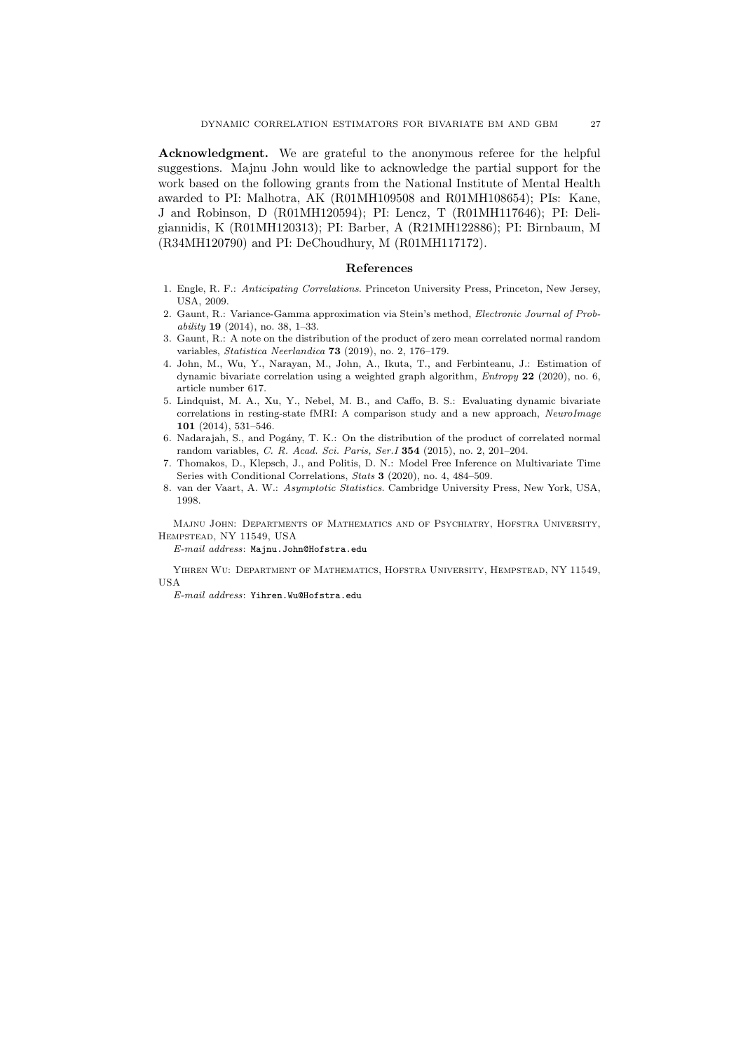**Acknowledgment.** We are grateful to the anonymous referee for the helpful suggestions. Majnu John would like to acknowledge the partial support for the work based on the following grants from the National Institute of Mental Health awarded to PI: Malhotra, AK (R01MH109508 and R01MH108654); PIs: Kane, J and Robinson, D (R01MH120594); PI: Lencz, T (R01MH117646); PI: Deligiannidis, K (R01MH120313); PI: Barber, A (R21MH122886); PI: Birnbaum, M (R34MH120790) and PI: DeChoudhury, M (R01MH117172).

## References

1. Engle, R. F.: *Anticipating Correlations*. Princeton University Press, Princeton, New Jersey, USA, 2009.
2. Gaunt, R.: Variance-Gamma approximation via Stein's method, *Electronic Journal of Probability* **19** (2014), no. 38, 1–33.
3. Gaunt, R.: A note on the distribution of the product of zero mean correlated normal random variables, *Statistica Neerlandica* **73** (2019), no. 2, 176–179.
4. John, M., Wu, Y., Narayan, M., John, A., Ikuta, T., and Ferbinteanu, J.: Estimation of dynamic bivariate correlation using a weighted graph algorithm, *Entropy* **22** (2020), no. 6, article number 617.
5. Lindquist, M. A., Xu, Y., Nebel, M. B., and Caffo, B. S.: Evaluating dynamic bivariate correlations in resting-state fMRI: A comparison study and a new approach, *NeuroImage* **101** (2014), 531–546.
6. Nadarajah, S., and Pogány, T. K.: On the distribution of the product of correlated normal random variables, *C. R. Acad. Sci. Paris, Ser.I* **354** (2015), no. 2, 201–204.
7. Thomakos, D., Klepsch, J., and Politis, D. N.: Model Free Inference on Multivariate Time Series with Conditional Correlations, *Stats* **3** (2020), no. 4, 484–509.
8. van der Vaart, A. W.: *Asymptotic Statistics*. Cambridge University Press, New York, USA, 1998.

Majnu John: Departments of Mathematics and of Psychiatry, Hofstra University, Hempstead, NY 11549, USA

*E-mail address*: Majnu.John@Hofstra.edu

Yihren Wu: Department of Mathematics, Hofstra University, Hempstead, NY 11549, USA

*E-mail address*: Yihren.Wu@Hofstra.edu